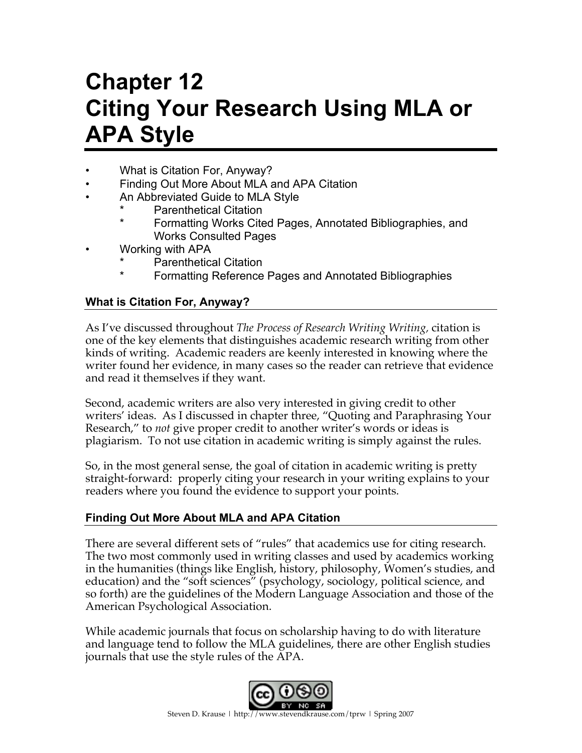# Chapter 12
# Citing Your Research Using MLA or APA Style

- What is Citation For, Anyway?
- Finding Out More About MLA and APA Citation
- An Abbreviated Guide to MLA Style
    * Parenthetical Citation
    * Formatting Works Cited Pages, Annotated Bibliographies, and Works Consulted Pages
- Working with APA
    * Parenthetical Citation
    * Formatting Reference Pages and Annotated Bibliographies

## What is Citation For, Anyway?

As I've discussed throughout *The Process of Research Writing Writing,* citation is one of the key elements that distinguishes academic research writing from other kinds of writing. Academic readers are keenly interested in knowing where the writer found her evidence, in many cases so the reader can retrieve that evidence and read it themselves if they want.

Second, academic writers are also very interested in giving credit to other writers' ideas. As I discussed in chapter three, "Quoting and Paraphrasing Your Research," to *not* give proper credit to another writer's words or ideas is plagiarism. To not use citation in academic writing is simply against the rules.

So, in the most general sense, the goal of citation in academic writing is pretty straight-forward: properly citing your research in your writing explains to your readers where you found the evidence to support your points.

## Finding Out More About MLA and APA Citation

There are several different sets of "rules" that academics use for citing research. The two most commonly used in writing classes and used by academics working in the humanities (things like English, history, philosophy, Women's studies, and education) and the "soft sciences" (psychology, sociology, political science, and so forth) are the guidelines of the Modern Language Association and those of the American Psychological Association.

While academic journals that focus on scholarship having to do with literature and language tend to follow the MLA guidelines, there are other English studies journals that use the style rules of the APA.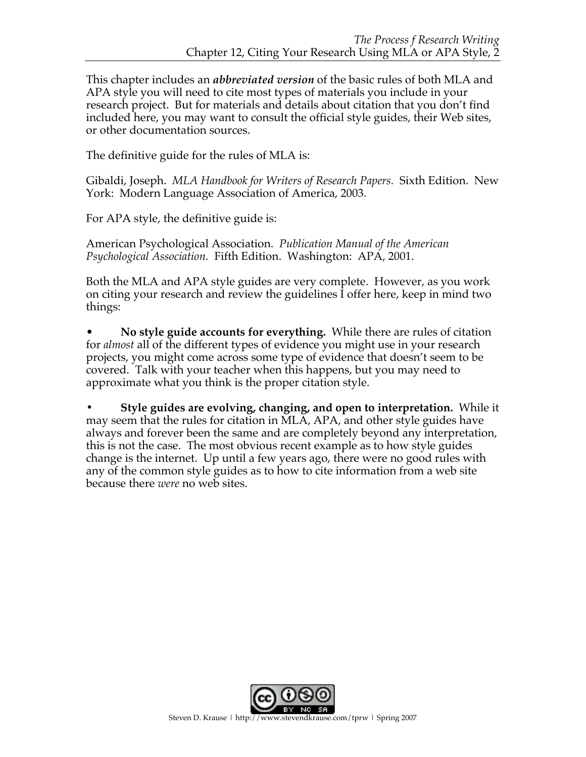This chapter includes an ***abbreviated version*** of the basic rules of both MLA and APA style you will need to cite most types of materials you include in your research project. But for materials and details about citation that you don't find included here, you may want to consult the official style guides, their Web sites, or other documentation sources.

The definitive guide for the rules of MLA is:

Gibaldi, Joseph. *MLA Handbook for Writers of Research Papers.* Sixth Edition. New York: Modern Language Association of America, 2003.

For APA style, the definitive guide is:

American Psychological Association. *Publication Manual of the American Psychological Association.* Fifth Edition. Washington: APA, 2001.

Both the MLA and APA style guides are very complete. However, as you work on citing your research and review the guidelines I offer here, keep in mind two things:

- **No style guide accounts for everything.** While there are rules of citation for *almost* all of the different types of evidence you might use in your research projects, you might come across some type of evidence that doesn't seem to be covered. Talk with your teacher when this happens, but you may need to approximate what you think is the proper citation style.

- **Style guides are evolving, changing, and open to interpretation.** While it may seem that the rules for citation in MLA, APA, and other style guides have always and forever been the same and are completely beyond any interpretation, this is not the case. The most obvious recent example as to how style guides change is the internet. Up until a few years ago, there were no good rules with any of the common style guides as to how to cite information from a web site because there *were* no web sites.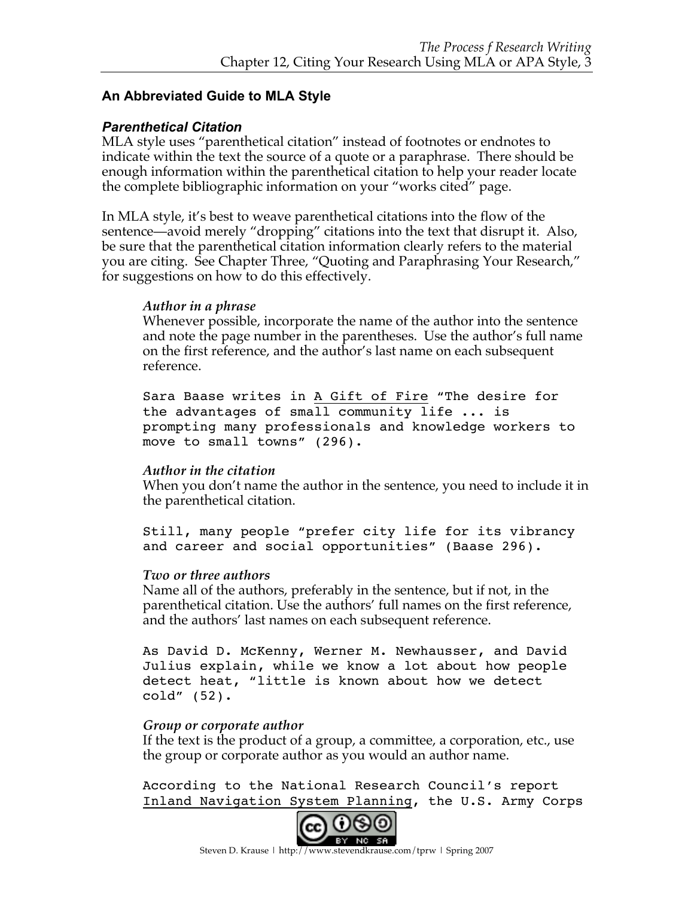## An Abbreviated Guide to MLA Style

### *Parenthetical Citation*

MLA style uses "parenthetical citation" instead of footnotes or endnotes to indicate within the text the source of a quote or a paraphrase. There should be enough information within the parenthetical citation to help your reader locate the complete bibliographic information on your "works cited" page.

In MLA style, it's best to weave parenthetical citations into the flow of the sentence—avoid merely "dropping" citations into the text that disrupt it. Also, be sure that the parenthetical citation information clearly refers to the material you are citing. See Chapter Three, "Quoting and Paraphrasing Your Research," for suggestions on how to do this effectively.

*Author in a phrase*

Whenever possible, incorporate the name of the author into the sentence and note the page number in the parentheses. Use the author's full name on the first reference, and the author's last name on each subsequent reference.

```
Sara Baase writes in A Gift of Fire "The desire for
the advantages of small community life ... is
prompting many professionals and knowledge workers to
move to small towns" (296).
```

*Author in the citation*

When you don't name the author in the sentence, you need to include it in the parenthetical citation.

```
Still, many people "prefer city life for its vibrancy
and career and social opportunities" (Baase 296).
```

*Two or three authors*

Name all of the authors, preferably in the sentence, but if not, in the parenthetical citation. Use the authors' full names on the first reference, and the authors' last names on each subsequent reference.

```
As David D. McKenny, Werner M. Newhausser, and David
Julius explain, while we know a lot about how people
detect heat, "little is known about how we detect
cold" (52).
```

*Group or corporate author*

If the text is the product of a group, a committee, a corporation, etc., use the group or corporate author as you would an author name.

```
According to the National Research Council's report
Inland Navigation System Planning, the U.S. Army Corps
```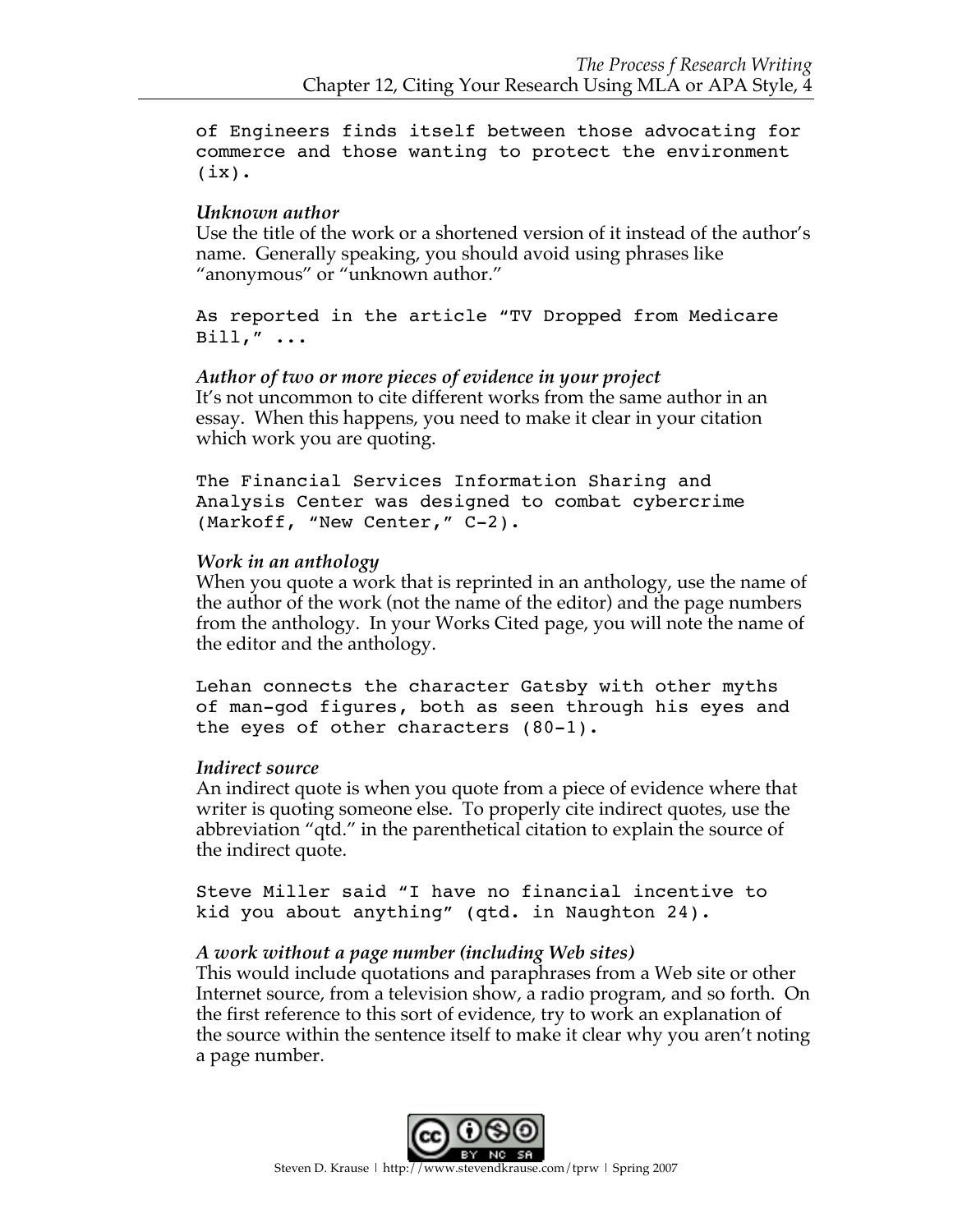```
of Engineers finds itself between those advocating for
commerce and those wanting to protect the environment
(ix).
```

*Unknown author*
Use the title of the work or a shortened version of it instead of the author's name. Generally speaking, you should avoid using phrases like "anonymous" or "unknown author."

```
As reported in the article "TV Dropped from Medicare
Bill," ...
```

*Author of two or more pieces of evidence in your project*
It's not uncommon to cite different works from the same author in an essay. When this happens, you need to make it clear in your citation which work you are quoting.

```
The Financial Services Information Sharing and
Analysis Center was designed to combat cybercrime
(Markoff, "New Center," C-2).
```

*Work in an anthology*
When you quote a work that is reprinted in an anthology, use the name of the author of the work (not the name of the editor) and the page numbers from the anthology. In your Works Cited page, you will note the name of the editor and the anthology.

```
Lehan connects the character Gatsby with other myths
of man-god figures, both as seen through his eyes and
the eyes of other characters (80-1).
```

*Indirect source*
An indirect quote is when you quote from a piece of evidence where that writer is quoting someone else. To properly cite indirect quotes, use the abbreviation "qtd." in the parenthetical citation to explain the source of the indirect quote.

```
Steve Miller said "I have no financial incentive to
kid you about anything" (qtd. in Naughton 24).
```

*A work without a page number (including Web sites)*
This would include quotations and paraphrases from a Web site or other Internet source, from a television show, a radio program, and so forth. On the first reference to this sort of evidence, try to work an explanation of the source within the sentence itself to make it clear why you aren't noting a page number.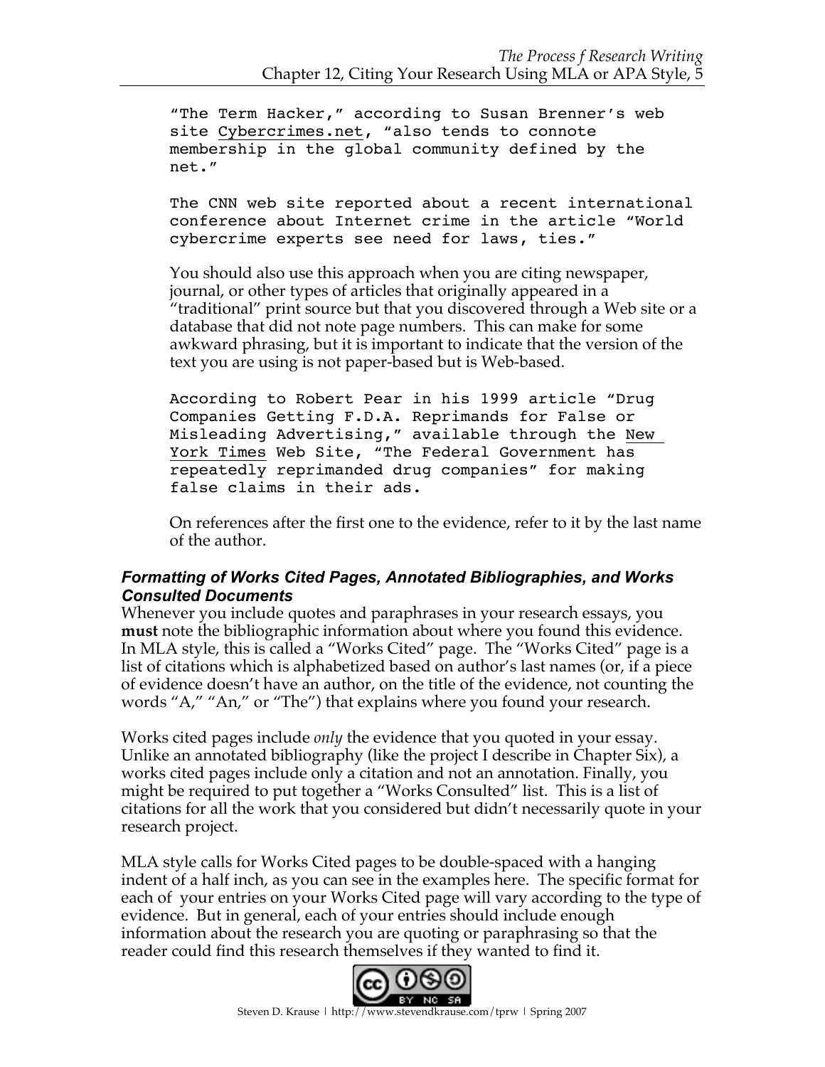```
"The Term Hacker," according to Susan Brenner's web
site Cybercrimes.net, "also tends to connote
membership in the global community defined by the
net."

The CNN web site reported about a recent international
conference about Internet crime in the article "World
cybercrime experts see need for laws, ties."
```

You should also use this approach when you are citing newspaper, journal, or other types of articles that originally appeared in a "traditional" print source but that you discovered through a Web site or a database that did not note page numbers. This can make for some awkward phrasing, but it is important to indicate that the version of the text you are using is not paper-based but is Web-based.

```
According to Robert Pear in his 1999 article "Drug
Companies Getting F.D.A. Reprimands for False or
Misleading Advertising," available through the New
York Times Web Site, "The Federal Government has
repeatedly reprimanded drug companies" for making
false claims in their ads.
```

On references after the first one to the evidence, refer to it by the last name of the author.

### *Formatting of Works Cited Pages, Annotated Bibliographies, and Works Consulted Documents*

Whenever you include quotes and paraphrases in your research essays, you **must** note the bibliographic information about where you found this evidence. In MLA style, this is called a "Works Cited" page. The "Works Cited" page is a list of citations which is alphabetized based on author's last names (or, if a piece of evidence doesn't have an author, on the title of the evidence, not counting the words "A," "An," or "The") that explains where you found your research.

Works cited pages include *only* the evidence that you quoted in your essay. Unlike an annotated bibliography (like the project I describe in Chapter Six), a works cited pages include only a citation and not an annotation. Finally, you might be required to put together a "Works Consulted" list. This is a list of citations for all the work that you considered but didn't necessarily quote in your research project.

MLA style calls for Works Cited pages to be double-spaced with a hanging indent of a half inch, as you can see in the examples here. The specific format for each of your entries on your Works Cited page will vary according to the type of evidence. But in general, each of your entries should include enough information about the research you are quoting or paraphrasing so that the reader could find this research themselves if they wanted to find it.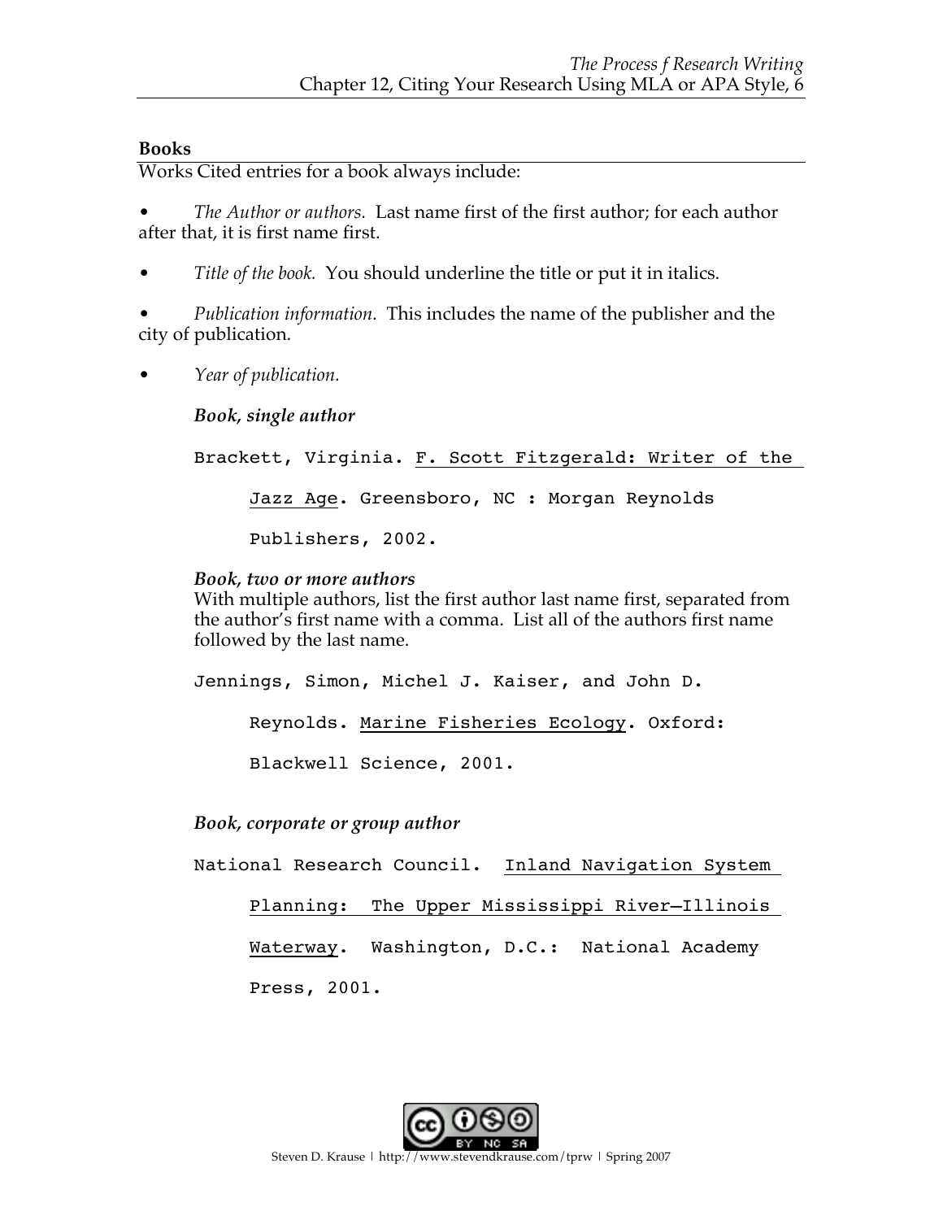**Books**

Works Cited entries for a book always include:

- *The Author or authors.* Last name first of the first author; for each author after that, it is first name first.

- *Title of the book.* You should underline the title or put it in italics.

- *Publication information.* This includes the name of the publisher and the city of publication.

- *Year of publication.*

***Book, single author***

```
Brackett, Virginia. F. Scott Fitzgerald: Writer of the
     Jazz Age. Greensboro, NC : Morgan Reynolds
     Publishers, 2002.
```

***Book, two or more authors***

With multiple authors, list the first author last name first, separated from the author's first name with a comma. List all of the authors first name followed by the last name.

```
Jennings, Simon, Michel J. Kaiser, and John D.
     Reynolds. Marine Fisheries Ecology. Oxford:
     Blackwell Science, 2001.
```

***Book, corporate or group author***

```
National Research Council.  Inland Navigation System
     Planning:  The Upper Mississippi River—Illinois
     Waterway.  Washington, D.C.:  National Academy
     Press, 2001.
```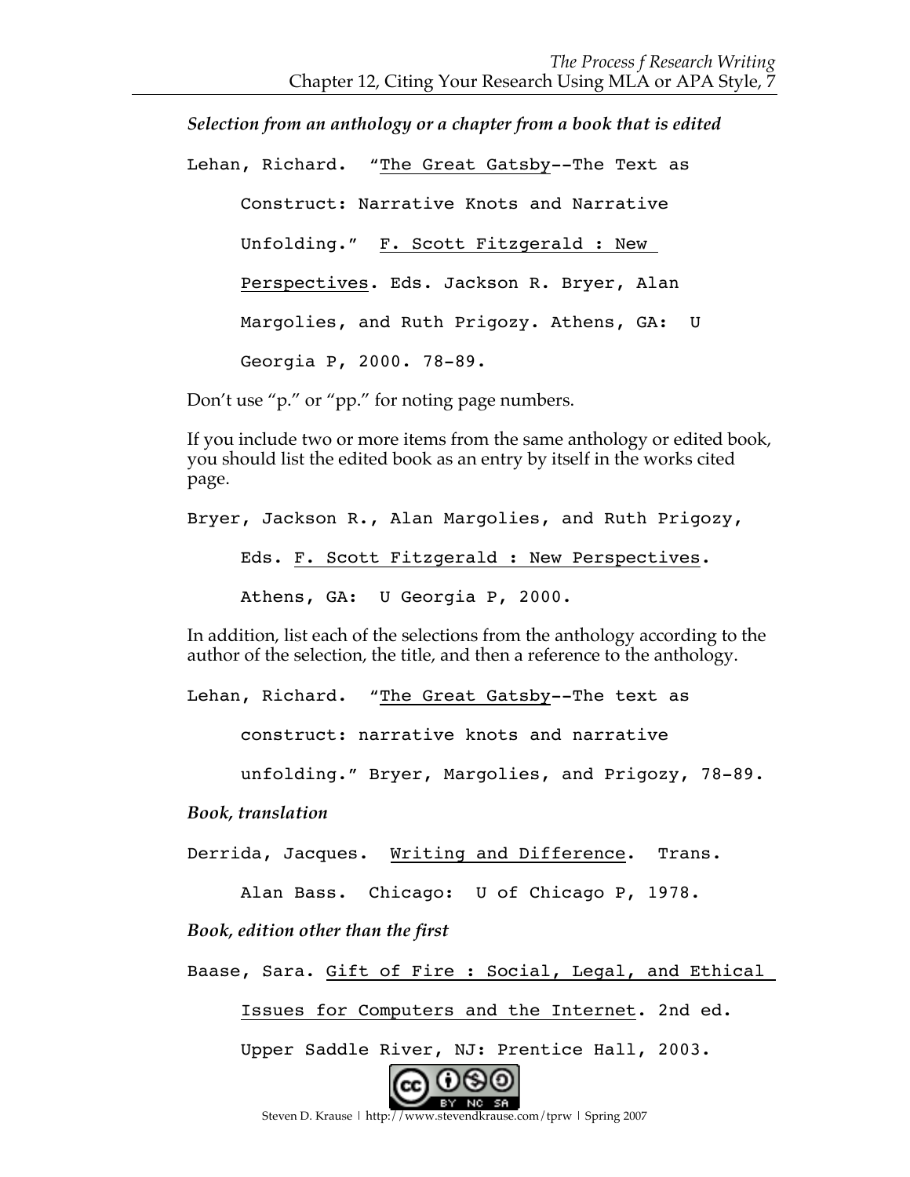*Selection from an anthology or a chapter from a book that is edited*

Lehan, Richard. "The Great Gatsby--The Text as Construct: Narrative Knots and Narrative Unfolding." F. Scott Fitzgerald : New Perspectives. Eds. Jackson R. Bryer, Alan Margolies, and Ruth Prigozy. Athens, GA: U Georgia P, 2000. 78-89.

Don't use "p." or "pp." for noting page numbers.

If you include two or more items from the same anthology or edited book, you should list the edited book as an entry by itself in the works cited page.

Bryer, Jackson R., Alan Margolies, and Ruth Prigozy, Eds. F. Scott Fitzgerald : New Perspectives. Athens, GA: U Georgia P, 2000.

In addition, list each of the selections from the anthology according to the author of the selection, the title, and then a reference to the anthology.

Lehan, Richard. "The Great Gatsby--The text as construct: narrative knots and narrative unfolding." Bryer, Margolies, and Prigozy, 78-89.

*Book, translation*

Derrida, Jacques. Writing and Difference. Trans. Alan Bass. Chicago: U of Chicago P, 1978.

*Book, edition other than the first*

Baase, Sara. Gift of Fire : Social, Legal, and Ethical Issues for Computers and the Internet. 2nd ed. Upper Saddle River, NJ: Prentice Hall, 2003.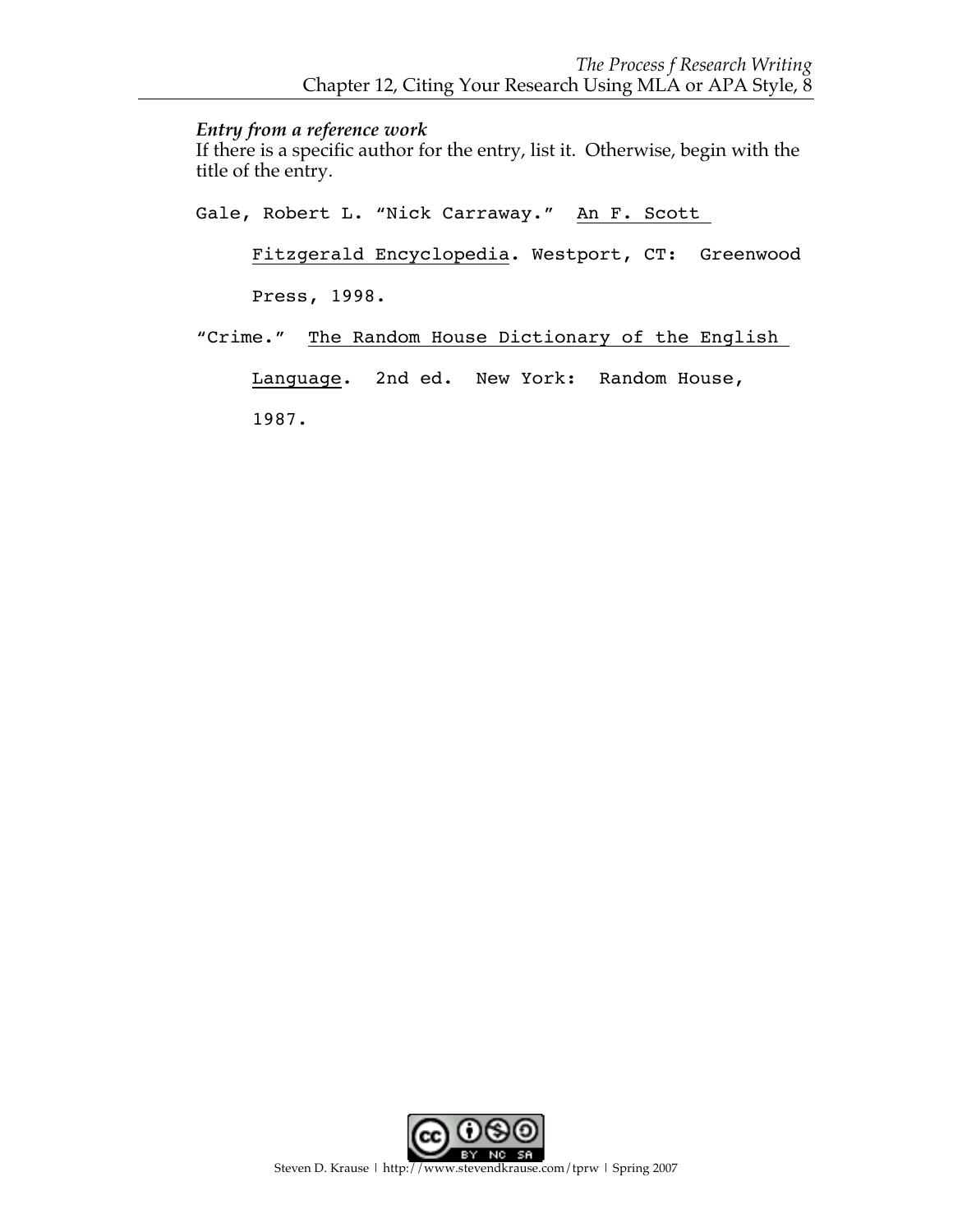***Entry from a reference work***

If there is a specific author for the entry, list it. Otherwise, begin with the title of the entry.

Gale, Robert L. "Nick Carraway." An F. Scott Fitzgerald Encyclopedia. Westport, CT: Greenwood Press, 1998.

"Crime." The Random House Dictionary of the English Language. 2nd ed. New York: Random House, 1987.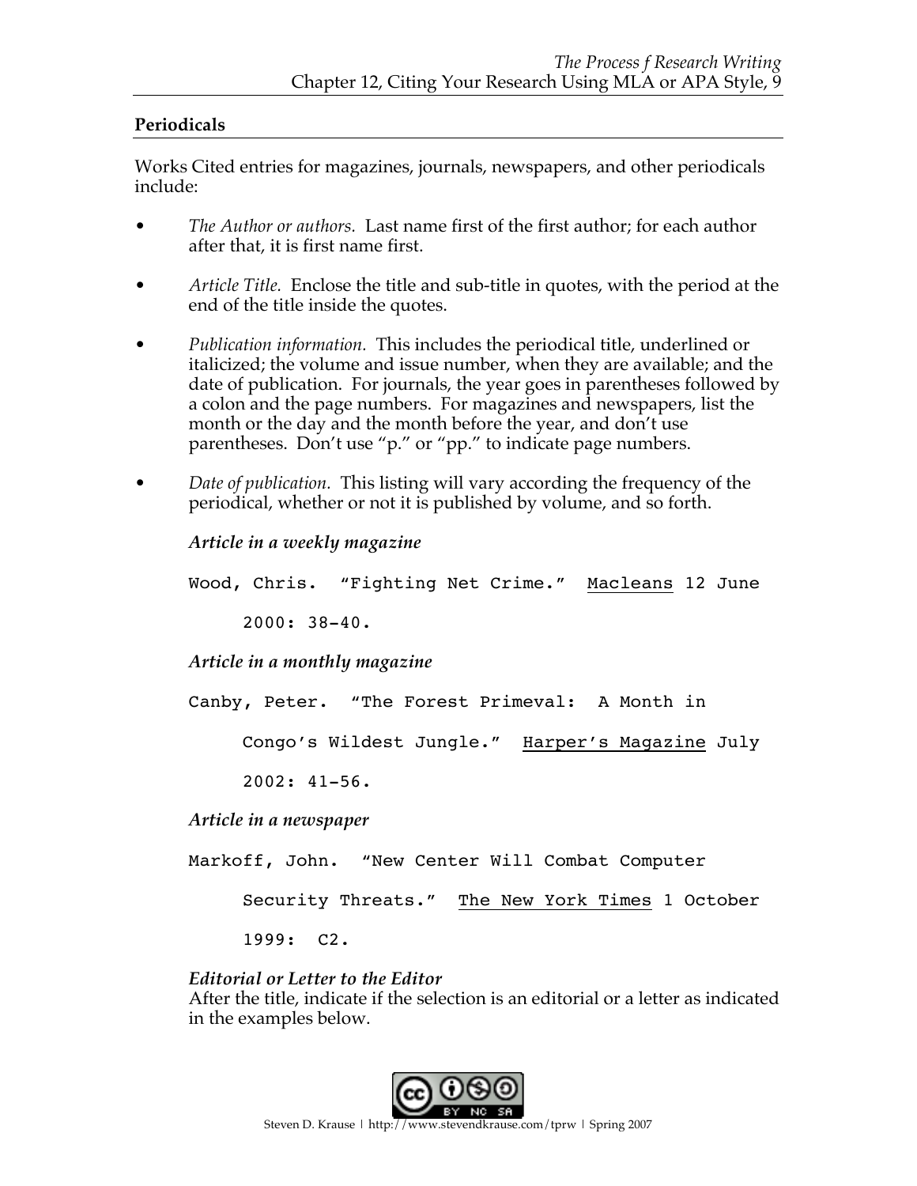## Periodicals

Works Cited entries for magazines, journals, newspapers, and other periodicals include:

- *The Author or authors.* Last name first of the first author; for each author after that, it is first name first.
- *Article Title.* Enclose the title and sub-title in quotes, with the period at the end of the title inside the quotes.
- *Publication information.* This includes the periodical title, underlined or italicized; the volume and issue number, when they are available; and the date of publication. For journals, the year goes in parentheses followed by a colon and the page numbers. For magazines and newspapers, list the month or the day and the month before the year, and don't use parentheses. Don't use "p." or "pp." to indicate page numbers.
- *Date of publication.* This listing will vary according the frequency of the periodical, whether or not it is published by volume, and so forth.

***Article in a weekly magazine***

Wood, Chris. "Fighting Net Crime." <u>Macleans</u> 12 June 2000: 38-40.

***Article in a monthly magazine***

Canby, Peter. "The Forest Primeval: A Month in Congo's Wildest Jungle." <u>Harper's Magazine</u> July 2002: 41-56.

***Article in a newspaper***

Markoff, John. "New Center Will Combat Computer Security Threats." <u>The New York Times</u> 1 October 1999: C2.

***Editorial or Letter to the Editor***

After the title, indicate if the selection is an editorial or a letter as indicated in the examples below.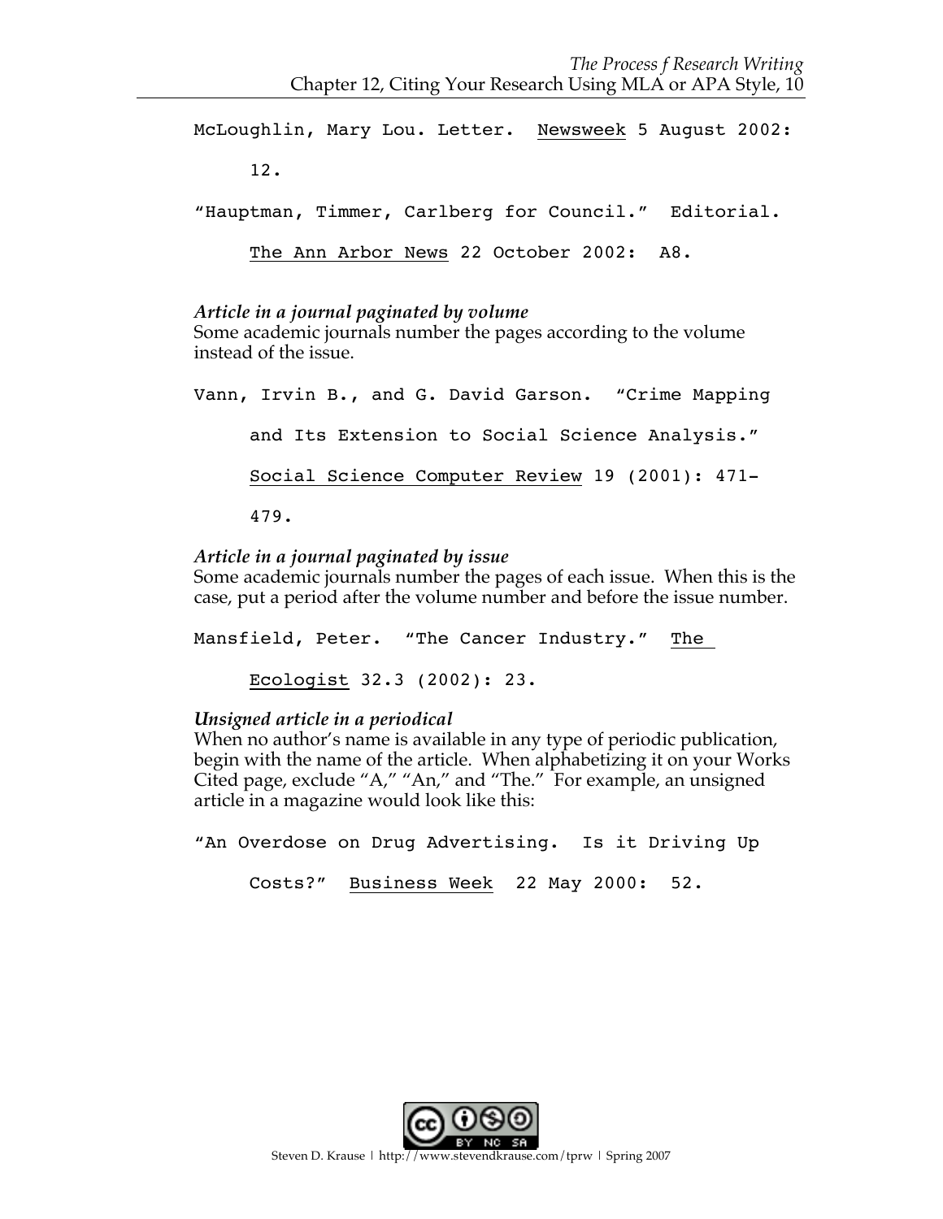McLoughlin, Mary Lou. Letter. Newsweek 5 August 2002: 12.

"Hauptman, Timmer, Carlberg for Council." Editorial. The Ann Arbor News 22 October 2002: A8.

***Article in a journal paginated by volume***
Some academic journals number the pages according to the volume instead of the issue.

Vann, Irvin B., and G. David Garson. "Crime Mapping and Its Extension to Social Science Analysis." Social Science Computer Review 19 (2001): 471-479.

***Article in a journal paginated by issue***
Some academic journals number the pages of each issue. When this is the case, put a period after the volume number and before the issue number.

Mansfield, Peter. "The Cancer Industry." The Ecologist 32.3 (2002): 23.

***Unsigned article in a periodical***
When no author's name is available in any type of periodic publication, begin with the name of the article. When alphabetizing it on your Works Cited page, exclude "A," "An," and "The." For example, an unsigned article in a magazine would look like this:

"An Overdose on Drug Advertising. Is it Driving Up Costs?" Business Week 22 May 2000: 52.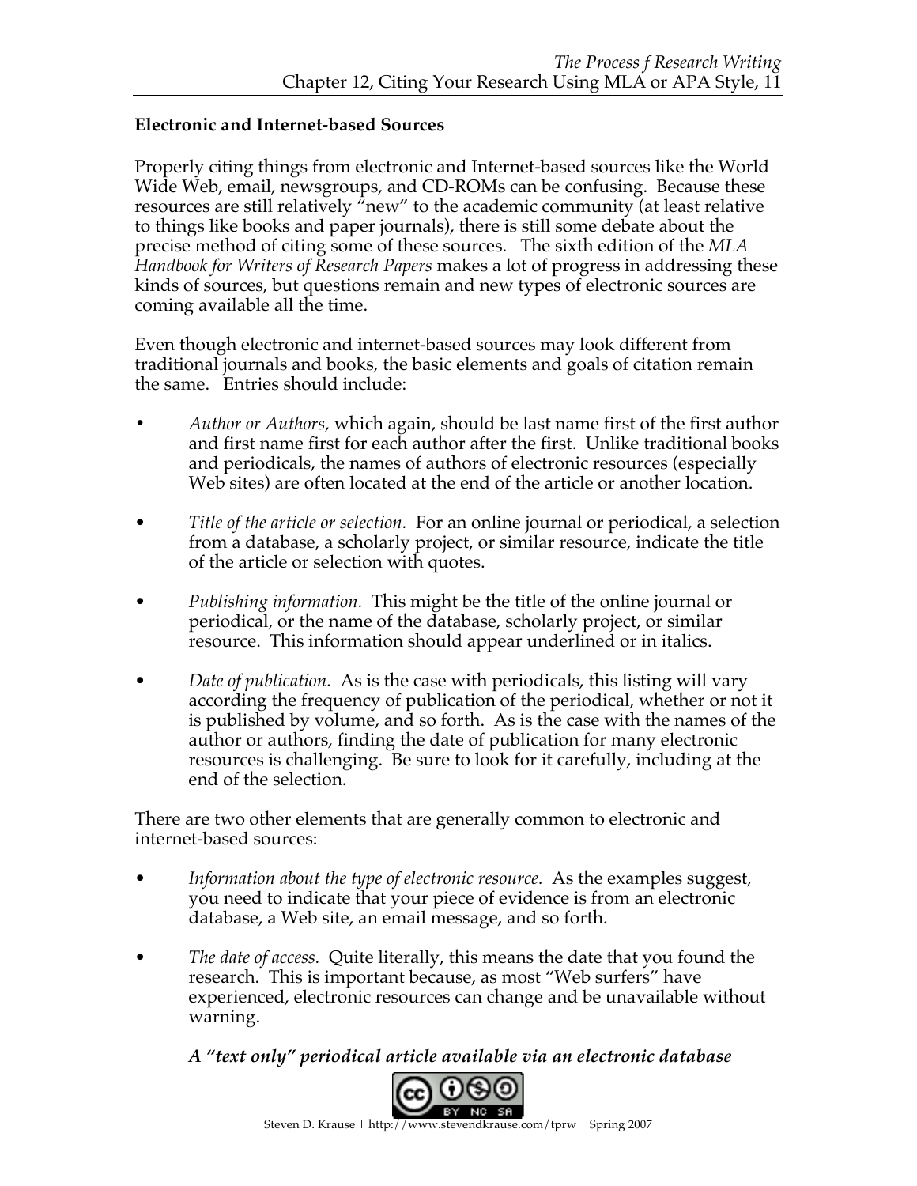## Electronic and Internet-based Sources

Properly citing things from electronic and Internet-based sources like the World Wide Web, email, newsgroups, and CD-ROMs can be confusing. Because these resources are still relatively "new" to the academic community (at least relative to things like books and paper journals), there is still some debate about the precise method of citing some of these sources. The sixth edition of the *MLA Handbook for Writers of Research Papers* makes a lot of progress in addressing these kinds of sources, but questions remain and new types of electronic sources are coming available all the time.

Even though electronic and internet-based sources may look different from traditional journals and books, the basic elements and goals of citation remain the same. Entries should include:

- *Author or Authors,* which again, should be last name first of the first author and first name first for each author after the first. Unlike traditional books and periodicals, the names of authors of electronic resources (especially Web sites) are often located at the end of the article or another location.

- *Title of the article or selection.* For an online journal or periodical, a selection from a database, a scholarly project, or similar resource, indicate the title of the article or selection with quotes.

- *Publishing information.* This might be the title of the online journal or periodical, or the name of the database, scholarly project, or similar resource. This information should appear underlined or in italics.

- *Date of publication.* As is the case with periodicals, this listing will vary according the frequency of publication of the periodical, whether or not it is published by volume, and so forth. As is the case with the names of the author or authors, finding the date of publication for many electronic resources is challenging. Be sure to look for it carefully, including at the end of the selection.

There are two other elements that are generally common to electronic and internet-based sources:

- *Information about the type of electronic resource.* As the examples suggest, you need to indicate that your piece of evidence is from an electronic database, a Web site, an email message, and so forth.

- *The date of access.* Quite literally, this means the date that you found the research. This is important because, as most "Web surfers" have experienced, electronic resources can change and be unavailable without warning.

***A "text only" periodical article available via an electronic database***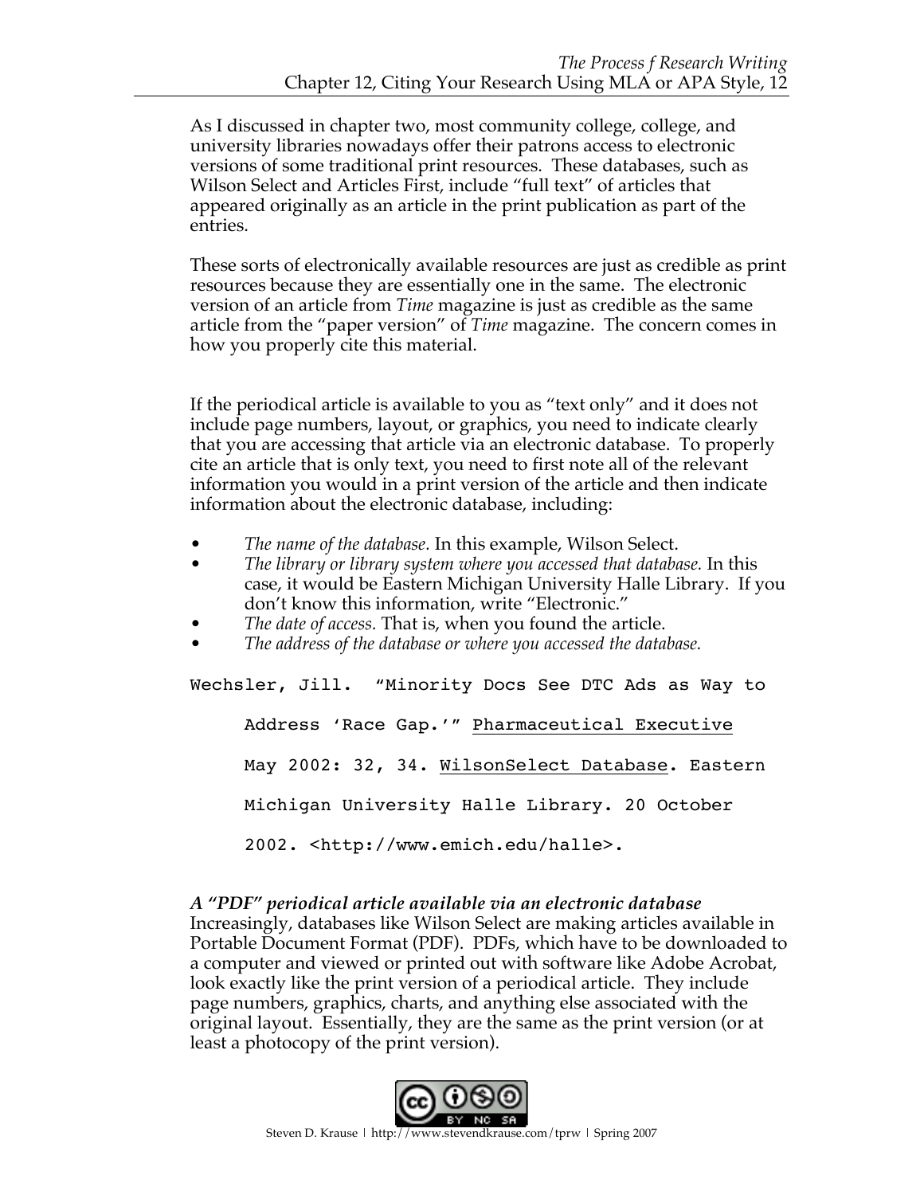As I discussed in chapter two, most community college, college, and university libraries nowadays offer their patrons access to electronic versions of some traditional print resources. These databases, such as Wilson Select and Articles First, include "full text" of articles that appeared originally as an article in the print publication as part of the entries.

These sorts of electronically available resources are just as credible as print resources because they are essentially one in the same. The electronic version of an article from *Time* magazine is just as credible as the same article from the "paper version" of *Time* magazine. The concern comes in how you properly cite this material.

If the periodical article is available to you as "text only" and it does not include page numbers, layout, or graphics, you need to indicate clearly that you are accessing that article via an electronic database. To properly cite an article that is only text, you need to first note all of the relevant information you would in a print version of the article and then indicate information about the electronic database, including:

- *The name of the database.* In this example, Wilson Select.
- *The library or library system where you accessed that database.* In this case, it would be Eastern Michigan University Halle Library. If you don't know this information, write "Electronic."
- *The date of access.* That is, when you found the article.
- *The address of the database or where you accessed the database.*

```
Wechsler, Jill.  "Minority Docs See DTC Ads as Way to
     Address 'Race Gap.'" Pharmaceutical Executive
     May 2002: 32, 34. WilsonSelect Database. Eastern
     Michigan University Halle Library. 20 October
     2002. <http://www.emich.edu/halle>.
```

***A "PDF" periodical article available via an electronic database***

Increasingly, databases like Wilson Select are making articles available in Portable Document Format (PDF). PDFs, which have to be downloaded to a computer and viewed or printed out with software like Adobe Acrobat, look exactly like the print version of a periodical article. They include page numbers, graphics, charts, and anything else associated with the original layout. Essentially, they are the same as the print version (or at least a photocopy of the print version).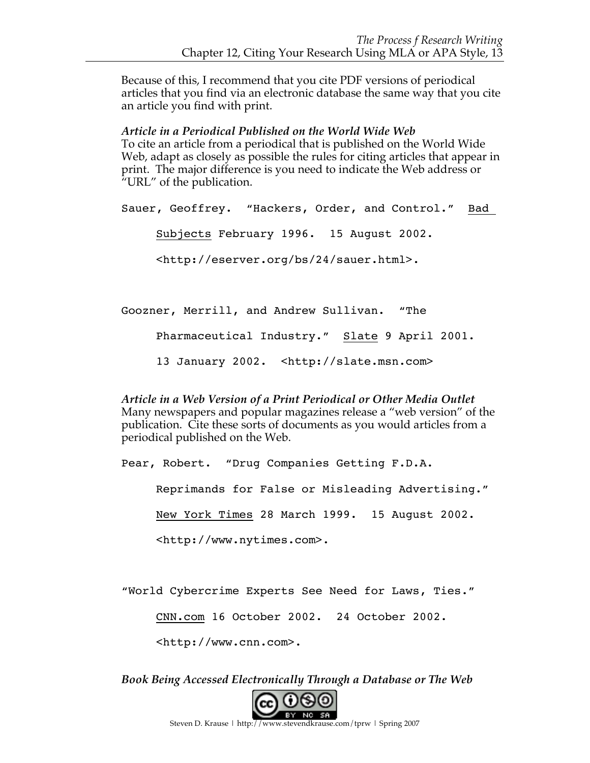Because of this, I recommend that you cite PDF versions of periodical articles that you find via an electronic database the same way that you cite an article you find with print.

***Article in a Periodical Published on the World Wide Web***

To cite an article from a periodical that is published on the World Wide Web, adapt as closely as possible the rules for citing articles that appear in print. The major difference is you need to indicate the Web address or "URL" of the publication.

```
Sauer, Geoffrey.  "Hackers, Order, and Control."  Bad
     Subjects February 1996.  15 August 2002.
     <http://eserver.org/bs/24/sauer.html>.
```

```
Goozner, Merrill, and Andrew Sullivan.  "The
     Pharmaceutical Industry."  Slate 9 April 2001.
     13 January 2002.  <http://slate.msn.com>
```

***Article in a Web Version of a Print Periodical or Other Media Outlet***

Many newspapers and popular magazines release a "web version" of the publication. Cite these sorts of documents as you would articles from a periodical published on the Web.

```
Pear, Robert.  "Drug Companies Getting F.D.A.
     Reprimands for False or Misleading Advertising."
     New York Times 28 March 1999.  15 August 2002.
     <http://www.nytimes.com>.
```

```
"World Cybercrime Experts See Need for Laws, Ties."
     CNN.com 16 October 2002.  24 October 2002.
     <http://www.cnn.com>.
```

***Book Being Accessed Electronically Through a Database or The Web***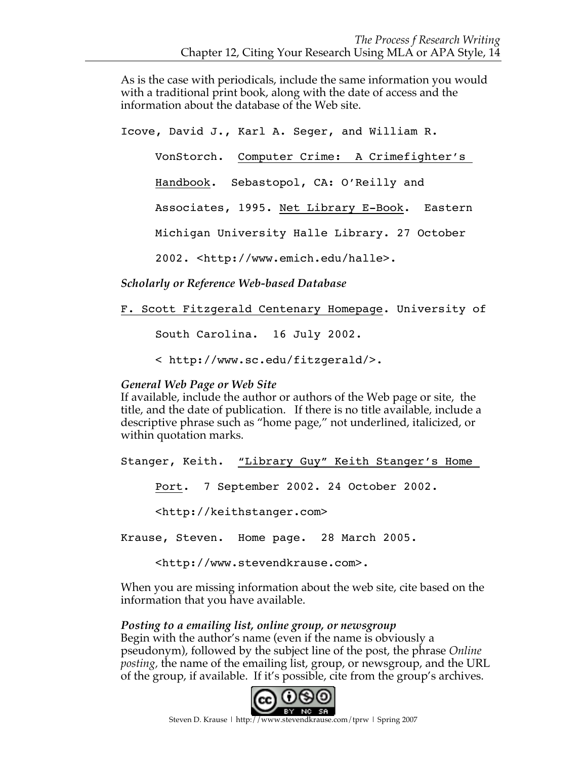As is the case with periodicals, include the same information you would with a traditional print book, along with the date of access and the information about the database of the Web site.

Icove, David J., Karl A. Seger, and William R. VonStorch. <u>Computer Crime: A Crimefighter's Handbook</u>. Sebastopol, CA: O'Reilly and Associates, 1995. <u>Net Library E-Book</u>. Eastern Michigan University Halle Library. 27 October 2002. <http://www.emich.edu/halle>.

*Scholarly or Reference Web-based Database*

<u>F. Scott Fitzgerald Centenary Homepage</u>. University of South Carolina. 16 July 2002. < http://www.sc.edu/fitzgerald/>.

*General Web Page or Web Site*

If available, include the author or authors of the Web page or site, the title, and the date of publication. If there is no title available, include a descriptive phrase such as "home page," not underlined, italicized, or within quotation marks.

Stanger, Keith. <u>"Library Guy" Keith Stanger's Home Port</u>. 7 September 2002. 24 October 2002. <http://keithstanger.com>

Krause, Steven. Home page. 28 March 2005. <http://www.stevendkrause.com>.

When you are missing information about the web site, cite based on the information that you have available.

*Posting to a emailing list, online group, or newsgroup*

Begin with the author's name (even if the name is obviously a pseudonym), followed by the subject line of the post, the phrase *Online posting,* the name of the emailing list, group, or newsgroup, and the URL of the group, if available. If it's possible, cite from the group's archives.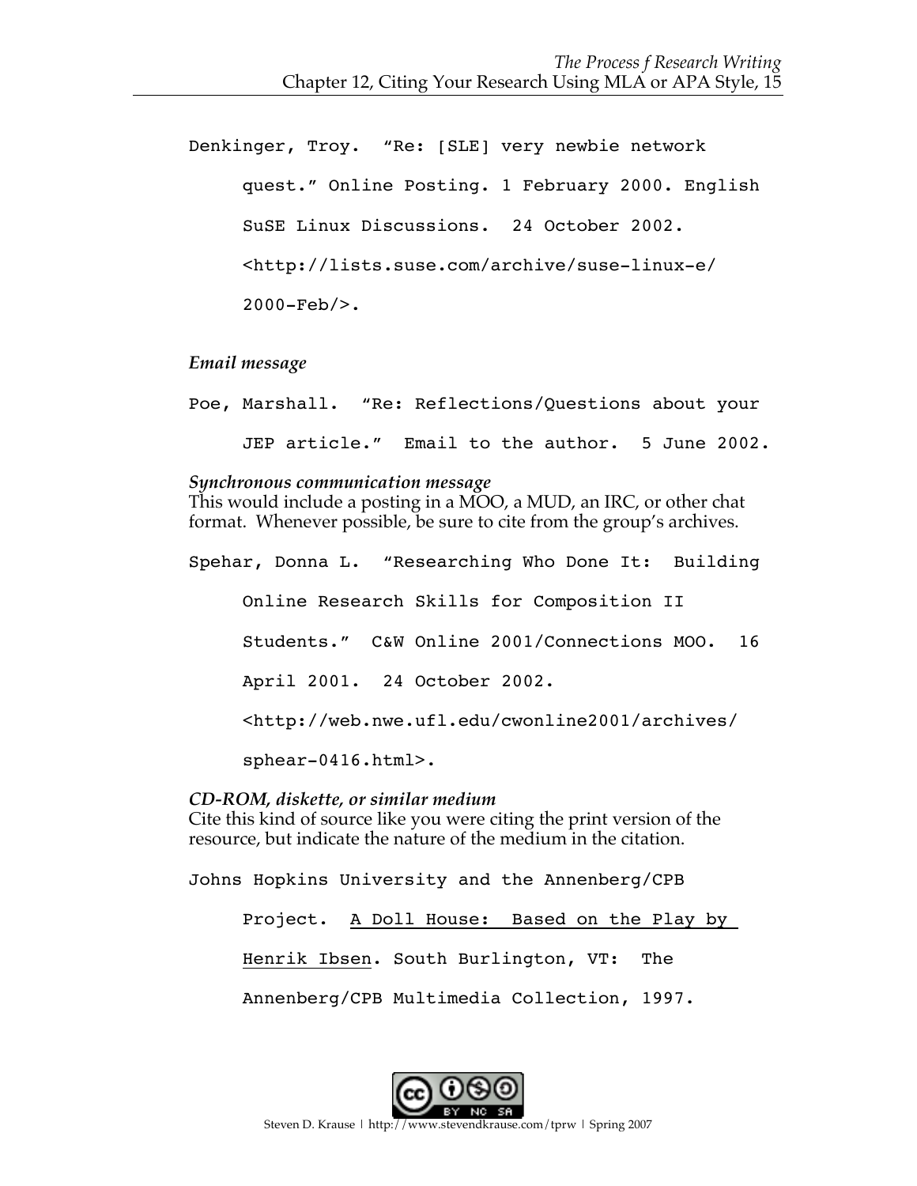Denkinger, Troy. "Re: [SLE] very newbie network quest." Online Posting. 1 February 2000. English SuSE Linux Discussions. 24 October 2002. <http://lists.suse.com/archive/suse-linux-e/2000-Feb/>.

*Email message*

Poe, Marshall. "Re: Reflections/Questions about your JEP article." Email to the author. 5 June 2002.

***Synchronous communication message***

This would include a posting in a MOO, a MUD, an IRC, or other chat format. Whenever possible, be sure to cite from the group's archives.

Spehar, Donna L. "Researching Who Done It: Building Online Research Skills for Composition II Students." C&W Online 2001/Connections MOO. 16 April 2001. 24 October 2002. <http://web.nwe.ufl.edu/cwonline2001/archives/sphear-0416.html>.

***CD-ROM, diskette, or similar medium***

Cite this kind of source like you were citing the print version of the resource, but indicate the nature of the medium in the citation.

Johns Hopkins University and the Annenberg/CPB Project. <u>A Doll House: Based on the Play by Henrik Ibsen</u>. South Burlington, VT: The Annenberg/CPB Multimedia Collection, 1997.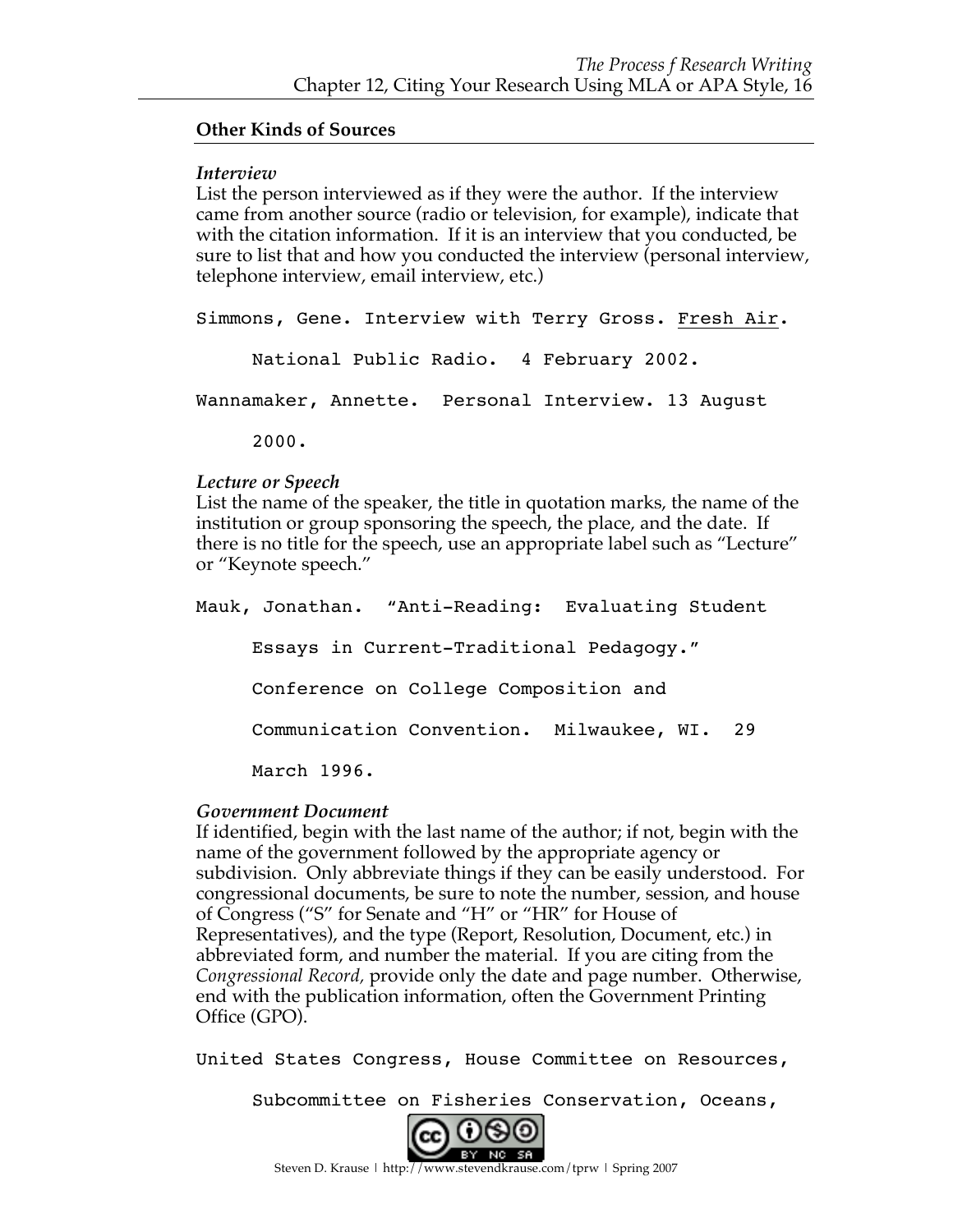## Other Kinds of Sources

### *Interview*

List the person interviewed as if they were the author. If the interview came from another source (radio or television, for example), indicate that with the citation information. If it is an interview that you conducted, be sure to list that and how you conducted the interview (personal interview, telephone interview, email interview, etc.)

Simmons, Gene. Interview with Terry Gross. Fresh Air. National Public Radio. 4 February 2002.

Wannamaker, Annette. Personal Interview. 13 August 2000.

### *Lecture or Speech*

List the name of the speaker, the title in quotation marks, the name of the institution or group sponsoring the speech, the place, and the date. If there is no title for the speech, use an appropriate label such as "Lecture" or "Keynote speech."

Mauk, Jonathan. "Anti-Reading: Evaluating Student Essays in Current-Traditional Pedagogy." Conference on College Composition and Communication Convention. Milwaukee, WI. 29 March 1996.

### *Government Document*

If identified, begin with the last name of the author; if not, begin with the name of the government followed by the appropriate agency or subdivision. Only abbreviate things if they can be easily understood. For congressional documents, be sure to note the number, session, and house of Congress ("S" for Senate and "H" or "HR" for House of Representatives), and the type (Report, Resolution, Document, etc.) in abbreviated form, and number the material. If you are citing from the *Congressional Record,* provide only the date and page number. Otherwise, end with the publication information, often the Government Printing Office (GPO).

United States Congress, House Committee on Resources, Subcommittee on Fisheries Conservation, Oceans,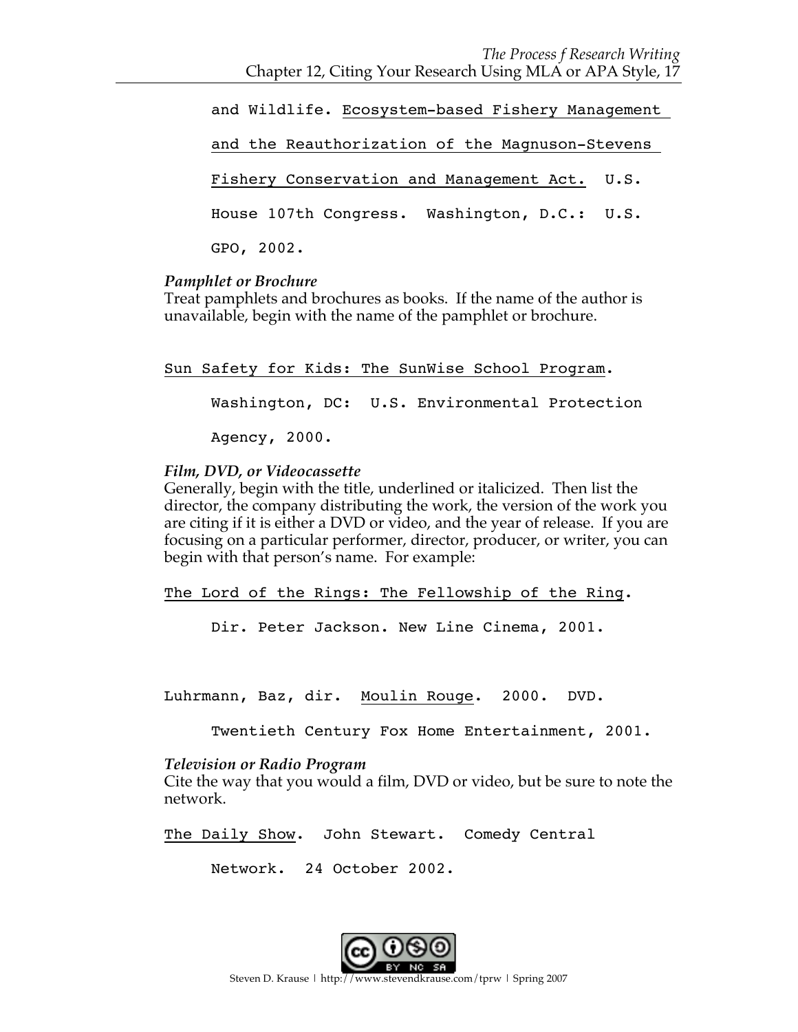and Wildlife. <u>Ecosystem-based Fishery Management and the Reauthorization of the Magnuson-Stevens Fishery Conservation and Management Act.</u> U.S. House 107th Congress. Washington, D.C.: U.S. GPO, 2002.

***Pamphlet or Brochure***

Treat pamphlets and brochures as books. If the name of the author is unavailable, begin with the name of the pamphlet or brochure.

<u>Sun Safety for Kids: The SunWise School Program</u>. Washington, DC: U.S. Environmental Protection Agency, 2000.

***Film, DVD, or Videocassette***

Generally, begin with the title, underlined or italicized. Then list the director, the company distributing the work, the version of the work you are citing if it is either a DVD or video, and the year of release. If you are focusing on a particular performer, director, producer, or writer, you can begin with that person's name. For example:

<u>The Lord of the Rings: The Fellowship of the Ring</u>. Dir. Peter Jackson. New Line Cinema, 2001.

Luhrmann, Baz, dir. <u>Moulin Rouge</u>. 2000. DVD. Twentieth Century Fox Home Entertainment, 2001.

***Television or Radio Program***

Cite the way that you would a film, DVD or video, but be sure to note the network.

<u>The Daily Show</u>. John Stewart. Comedy Central Network. 24 October 2002.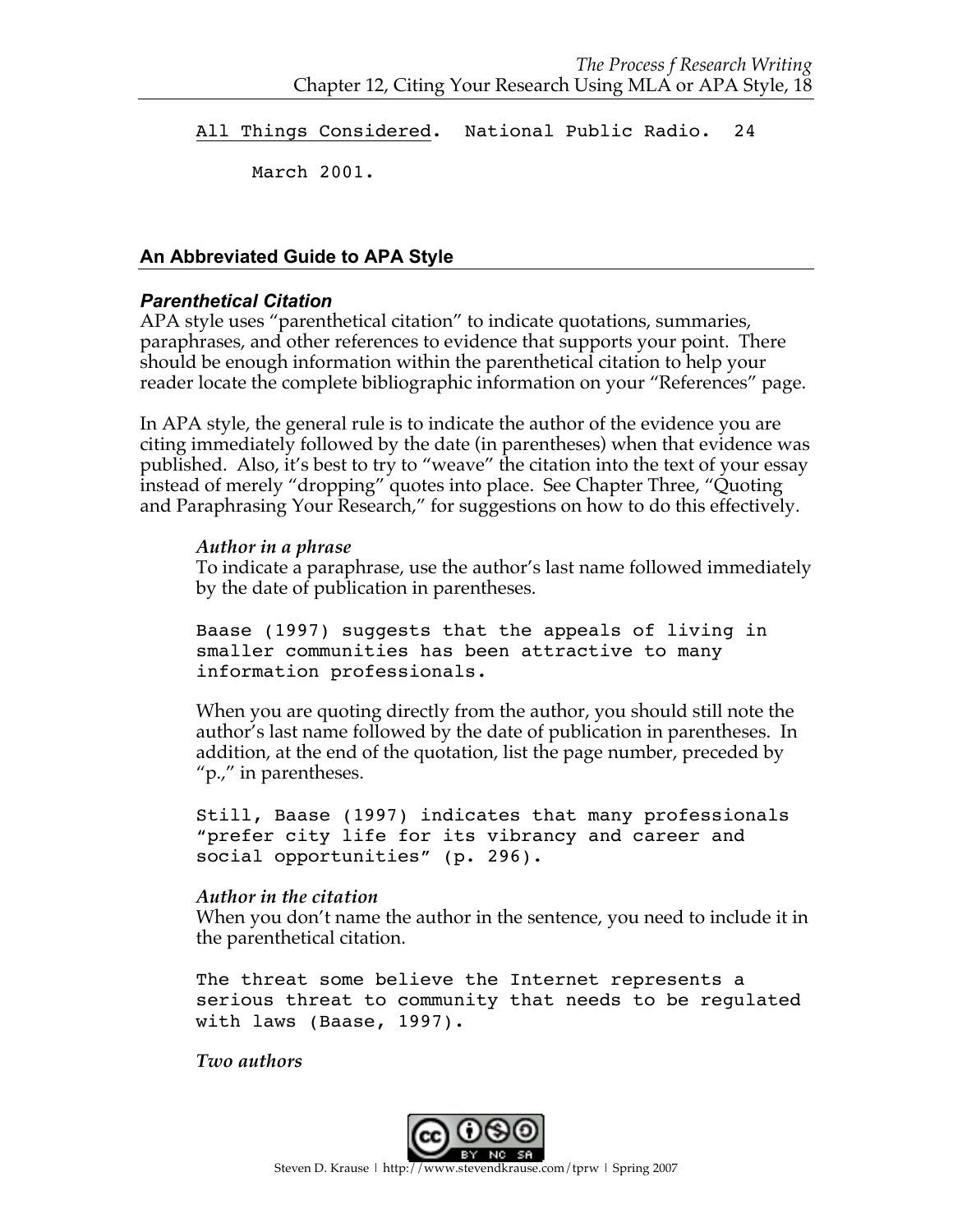All Things Considered. National Public Radio. 24 March 2001.

## An Abbreviated Guide to APA Style

### ***Parenthetical Citation***

APA style uses "parenthetical citation" to indicate quotations, summaries, paraphrases, and other references to evidence that supports your point. There should be enough information within the parenthetical citation to help your reader locate the complete bibliographic information on your "References" page.

In APA style, the general rule is to indicate the author of the evidence you are citing immediately followed by the date (in parentheses) when that evidence was published. Also, it's best to try to "weave" the citation into the text of your essay instead of merely "dropping" quotes into place. See Chapter Three, "Quoting and Paraphrasing Your Research," for suggestions on how to do this effectively.

*Author in a phrase*

To indicate a paraphrase, use the author's last name followed immediately by the date of publication in parentheses.

```
Baase (1997) suggests that the appeals of living in
smaller communities has been attractive to many
information professionals.
```

When you are quoting directly from the author, you should still note the author's last name followed by the date of publication in parentheses. In addition, at the end of the quotation, list the page number, preceded by "p.," in parentheses.

```
Still, Baase (1997) indicates that many professionals
"prefer city life for its vibrancy and career and
social opportunities" (p. 296).
```

*Author in the citation*

When you don't name the author in the sentence, you need to include it in the parenthetical citation.

```
The threat some believe the Internet represents a
serious threat to community that needs to be regulated
with laws (Baase, 1997).
```

*Two authors*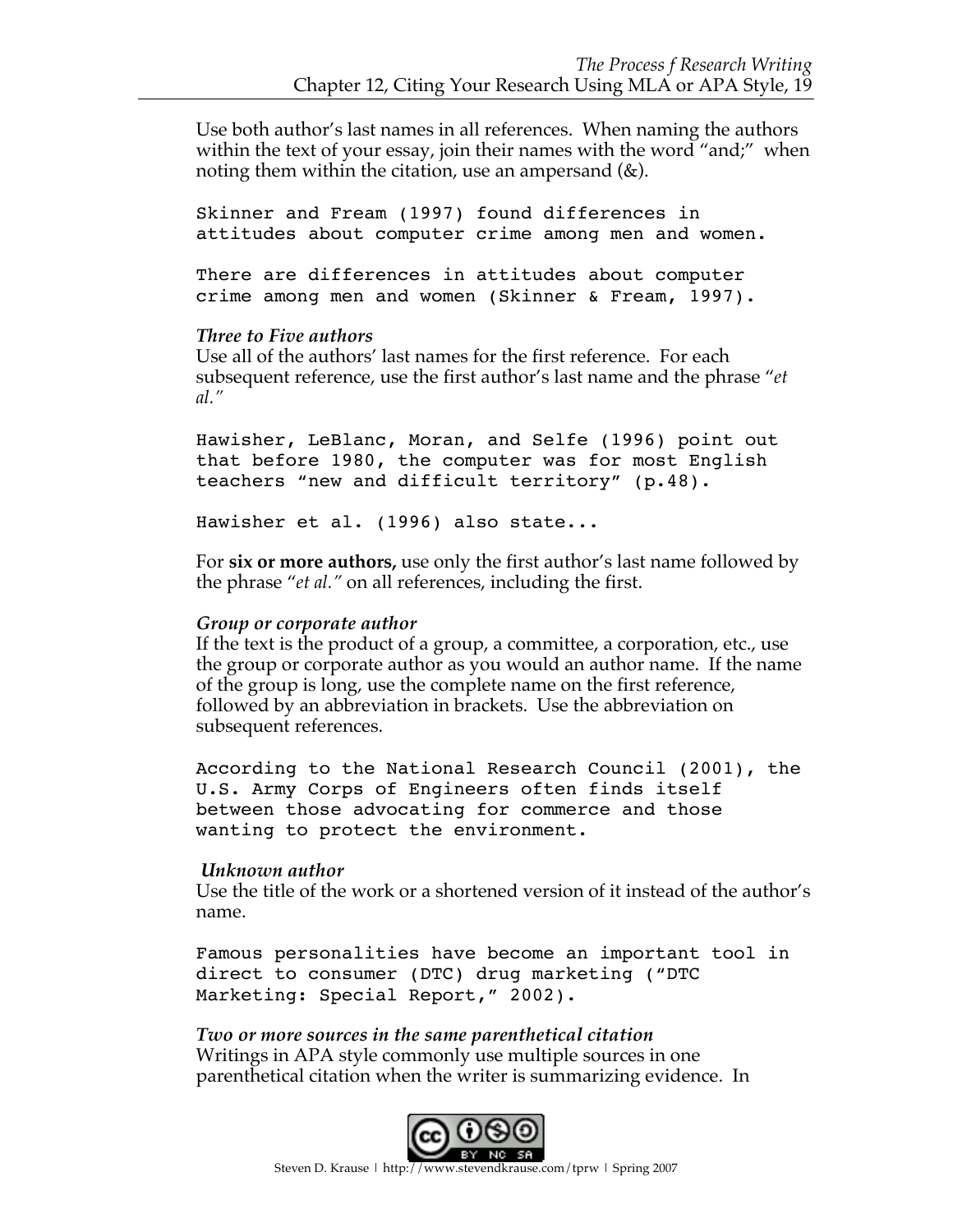Use both author's last names in all references. When naming the authors within the text of your essay, join their names with the word "and;" when noting them within the citation, use an ampersand (&).

```
Skinner and Fream (1997) found differences in
attitudes about computer crime among men and women.

There are differences in attitudes about computer
crime among men and women (Skinner & Fream, 1997).
```

***Three to Five authors***

Use all of the authors' last names for the first reference. For each subsequent reference, use the first author's last name and the phrase "*et al.*"

```
Hawisher, LeBlanc, Moran, and Selfe (1996) point out
that before 1980, the computer was for most English
teachers "new and difficult territory" (p.48).

Hawisher et al. (1996) also state...
```

For **six or more authors,** use only the first author's last name followed by the phrase "*et al.*" on all references, including the first.

***Group or corporate author***

If the text is the product of a group, a committee, a corporation, etc., use the group or corporate author as you would an author name. If the name of the group is long, use the complete name on the first reference, followed by an abbreviation in brackets. Use the abbreviation on subsequent references.

```
According to the National Research Council (2001), the
U.S. Army Corps of Engineers often finds itself
between those advocating for commerce and those
wanting to protect the environment.
```

***Unknown author***

Use the title of the work or a shortened version of it instead of the author's name.

```
Famous personalities have become an important tool in
direct to consumer (DTC) drug marketing ("DTC
Marketing: Special Report," 2002).
```

***Two or more sources in the same parenthetical citation***

Writings in APA style commonly use multiple sources in one parenthetical citation when the writer is summarizing evidence. In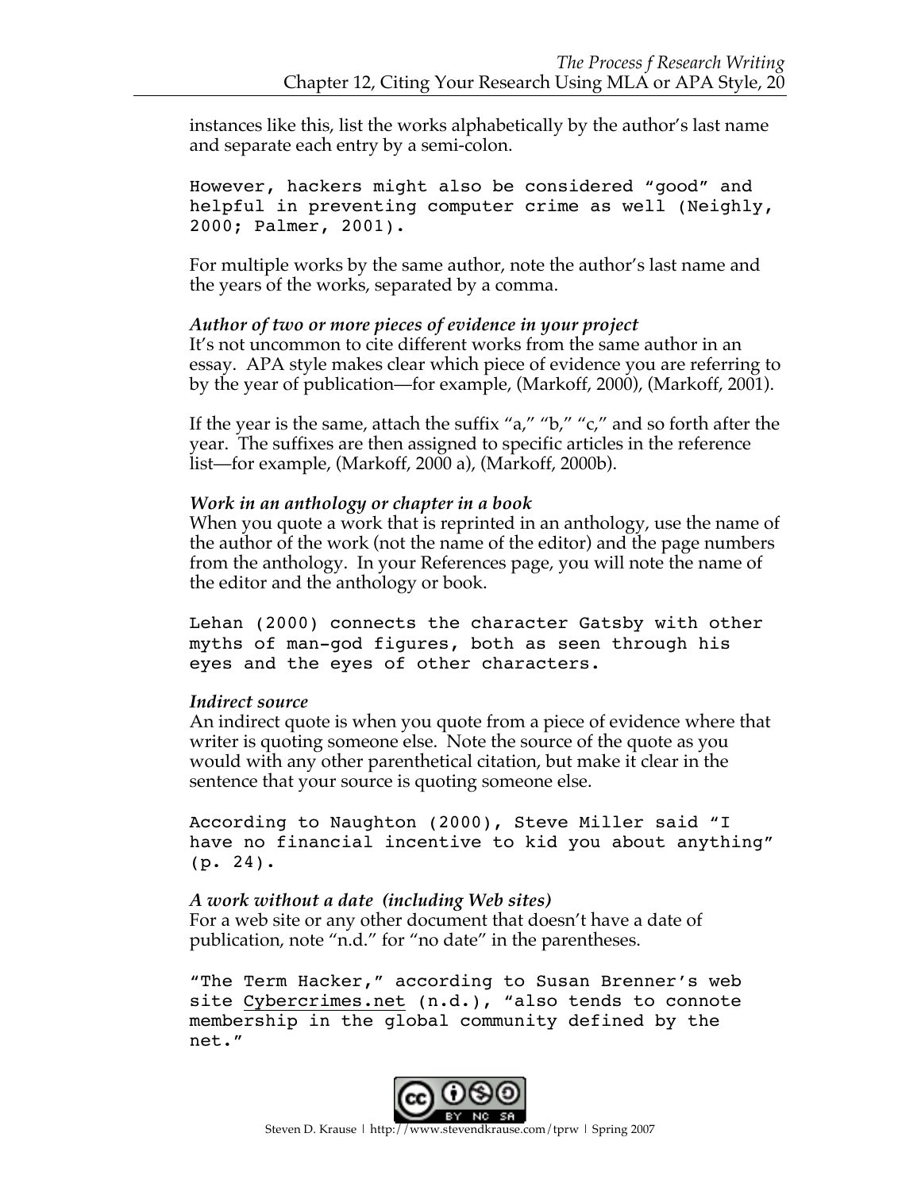instances like this, list the works alphabetically by the author's last name and separate each entry by a semi-colon.

```
However, hackers might also be considered "good" and
helpful in preventing computer crime as well (Neighly,
2000; Palmer, 2001).
```

For multiple works by the same author, note the author's last name and the years of the works, separated by a comma.

*Author of two or more pieces of evidence in your project*
It's not uncommon to cite different works from the same author in an essay. APA style makes clear which piece of evidence you are referring to by the year of publication—for example, (Markoff, 2000), (Markoff, 2001).

If the year is the same, attach the suffix "a," "b," "c," and so forth after the year. The suffixes are then assigned to specific articles in the reference list—for example, (Markoff, 2000 a), (Markoff, 2000b).

*Work in an anthology or chapter in a book*
When you quote a work that is reprinted in an anthology, use the name of the author of the work (not the name of the editor) and the page numbers from the anthology. In your References page, you will note the name of the editor and the anthology or book.

```
Lehan (2000) connects the character Gatsby with other
myths of man-god figures, both as seen through his
eyes and the eyes of other characters.
```

*Indirect source*
An indirect quote is when you quote from a piece of evidence where that writer is quoting someone else. Note the source of the quote as you would with any other parenthetical citation, but make it clear in the sentence that your source is quoting someone else.

```
According to Naughton (2000), Steve Miller said "I
have no financial incentive to kid you about anything"
(p. 24).
```

*A work without a date (including Web sites)*
For a web site or any other document that doesn't have a date of publication, note "n.d." for "no date" in the parentheses.

```
"The Term Hacker," according to Susan Brenner's web
site Cybercrimes.net (n.d.), "also tends to connote
membership in the global community defined by the
net."
```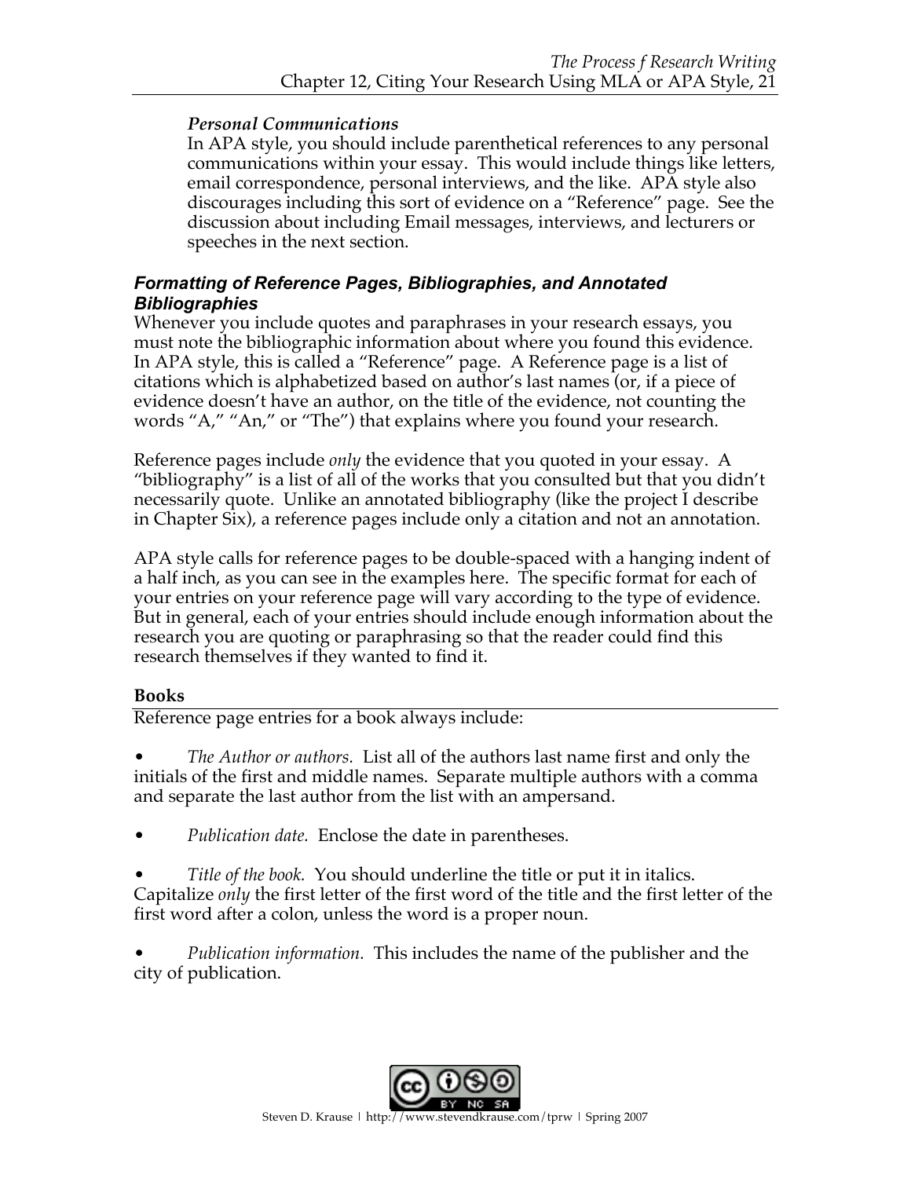### *Personal Communications*

In APA style, you should include parenthetical references to any personal communications within your essay. This would include things like letters, email correspondence, personal interviews, and the like. APA style also discourages including this sort of evidence on a "Reference" page. See the discussion about including Email messages, interviews, and lecturers or speeches in the next section.

## *Formatting of Reference Pages, Bibliographies, and Annotated Bibliographies*

Whenever you include quotes and paraphrases in your research essays, you must note the bibliographic information about where you found this evidence. In APA style, this is called a "Reference" page. A Reference page is a list of citations which is alphabetized based on author's last names (or, if a piece of evidence doesn't have an author, on the title of the evidence, not counting the words "A," "An," or "The") that explains where you found your research.

Reference pages include *only* the evidence that you quoted in your essay. A "bibliography" is a list of all of the works that you consulted but that you didn't necessarily quote. Unlike an annotated bibliography (like the project I describe in Chapter Six), a reference pages include only a citation and not an annotation.

APA style calls for reference pages to be double-spaced with a hanging indent of a half inch, as you can see in the examples here. The specific format for each of your entries on your reference page will vary according to the type of evidence. But in general, each of your entries should include enough information about the research you are quoting or paraphrasing so that the reader could find this research themselves if they wanted to find it.

### Books

Reference page entries for a book always include:

- *The Author or authors.* List all of the authors last name first and only the initials of the first and middle names. Separate multiple authors with a comma and separate the last author from the list with an ampersand.
- *Publication date.* Enclose the date in parentheses.
- *Title of the book.* You should underline the title or put it in italics. Capitalize *only* the first letter of the first word of the title and the first letter of the first word after a colon, unless the word is a proper noun.
- *Publication information.* This includes the name of the publisher and the city of publication.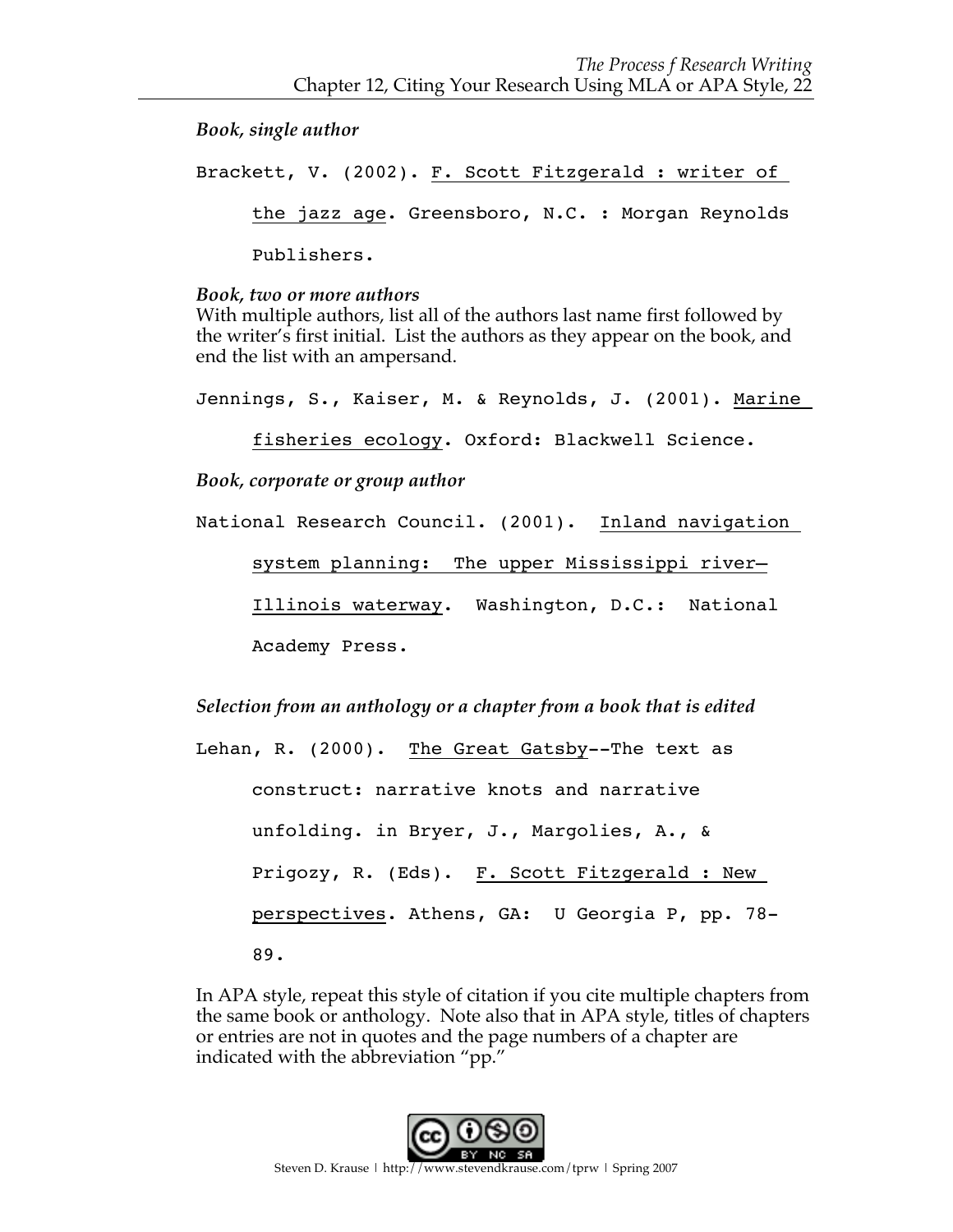*Book, single author*

Brackett, V. (2002). F. Scott Fitzgerald : writer of the jazz age. Greensboro, N.C. : Morgan Reynolds Publishers.

*Book, two or more authors*

With multiple authors, list all of the authors last name first followed by the writer's first initial. List the authors as they appear on the book, and end the list with an ampersand.

Jennings, S., Kaiser, M. & Reynolds, J. (2001). Marine fisheries ecology. Oxford: Blackwell Science.

*Book, corporate or group author*

National Research Council. (2001). Inland navigation system planning: The upper Mississippi river—Illinois waterway. Washington, D.C.: National Academy Press.

*Selection from an anthology or a chapter from a book that is edited*

Lehan, R. (2000). The Great Gatsby--The text as construct: narrative knots and narrative unfolding. in Bryer, J., Margolies, A., & Prigozy, R. (Eds). F. Scott Fitzgerald : New perspectives. Athens, GA: U Georgia P, pp. 78-89.

In APA style, repeat this style of citation if you cite multiple chapters from the same book or anthology. Note also that in APA style, titles of chapters or entries are not in quotes and the page numbers of a chapter are indicated with the abbreviation "pp."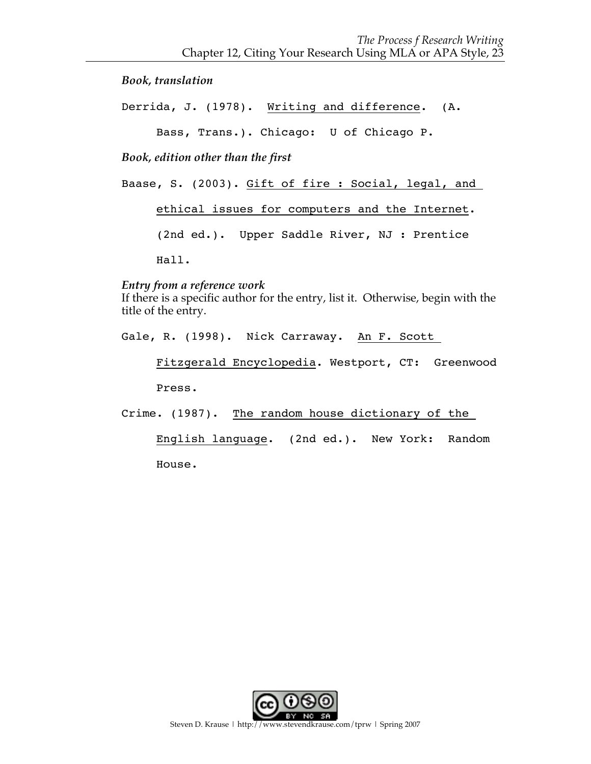***Book, translation***

Derrida, J. (1978). <u>Writing and difference</u>. (A. Bass, Trans.). Chicago: U of Chicago P.

***Book, edition other than the first***

Baase, S. (2003). <u>Gift of fire : Social, legal, and ethical issues for computers and the Internet</u>. (2nd ed.). Upper Saddle River, NJ : Prentice Hall.

***Entry from a reference work***

If there is a specific author for the entry, list it. Otherwise, begin with the title of the entry.

Gale, R. (1998). Nick Carraway. <u>An F. Scott Fitzgerald Encyclopedia</u>. Westport, CT: Greenwood Press.

Crime. (1987). <u>The random house dictionary of the English language</u>. (2nd ed.). New York: Random House.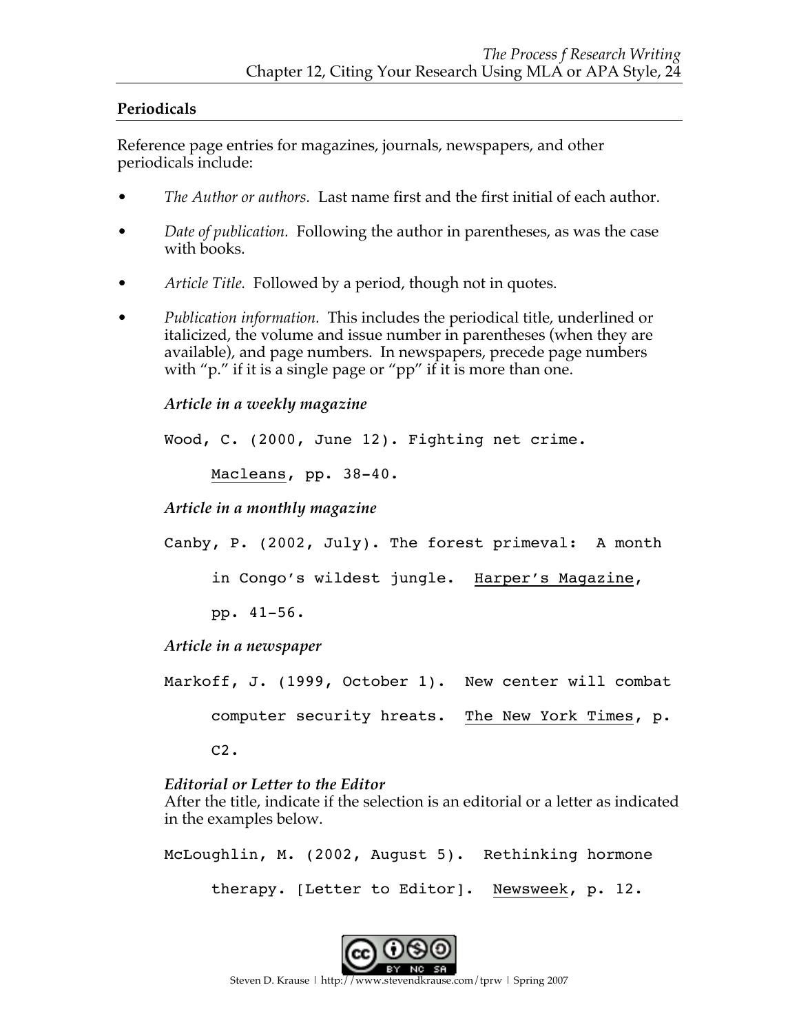## Periodicals

Reference page entries for magazines, journals, newspapers, and other periodicals include:

- *The Author or authors.* Last name first and the first initial of each author.
- *Date of publication.* Following the author in parentheses, as was the case with books.
- *Article Title.* Followed by a period, though not in quotes.
- *Publication information.* This includes the periodical title, underlined or italicized, the volume and issue number in parentheses (when they are available), and page numbers. In newspapers, precede page numbers with "p." if it is a single page or "pp" if it is more than one.

***Article in a weekly magazine***

Wood, C. (2000, June 12). Fighting net crime. Macleans, pp. 38-40.

***Article in a monthly magazine***

Canby, P. (2002, July). The forest primeval: A month in Congo's wildest jungle. Harper's Magazine, pp. 41-56.

***Article in a newspaper***

Markoff, J. (1999, October 1). New center will combat computer security hreats. The New York Times, p. C2.

***Editorial or Letter to the Editor***

After the title, indicate if the selection is an editorial or a letter as indicated in the examples below.

McLoughlin, M. (2002, August 5). Rethinking hormone therapy. [Letter to Editor]. Newsweek, p. 12.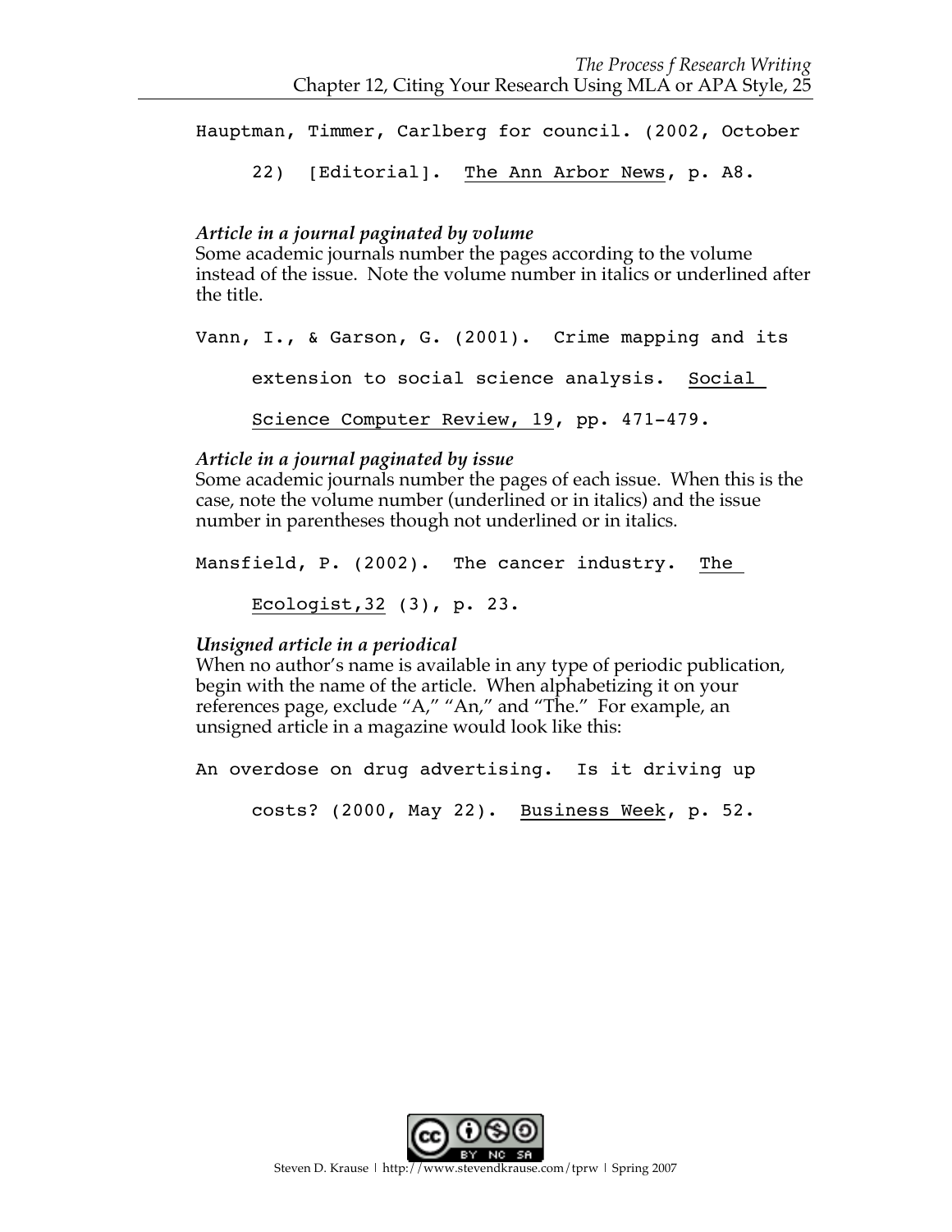Hauptman, Timmer, Carlberg for council. (2002, October 22) [Editorial]. <u>The Ann Arbor News</u>, p. A8.

### *Article in a journal paginated by volume*

Some academic journals number the pages according to the volume instead of the issue. Note the volume number in italics or underlined after the title.

Vann, I., & Garson, G. (2001). Crime mapping and its extension to social science analysis. <u>Social Science Computer Review, 19</u>, pp. 471-479.

### *Article in a journal paginated by issue*

Some academic journals number the pages of each issue. When this is the case, note the volume number (underlined or in italics) and the issue number in parentheses though not underlined or in italics.

Mansfield, P. (2002). The cancer industry. <u>The Ecologist,32</u> (3), p. 23.

### *Unsigned article in a periodical*

When no author's name is available in any type of periodic publication, begin with the name of the article. When alphabetizing it on your references page, exclude "A," "An," and "The." For example, an unsigned article in a magazine would look like this:

An overdose on drug advertising. Is it driving up costs? (2000, May 22). <u>Business Week</u>, p. 52.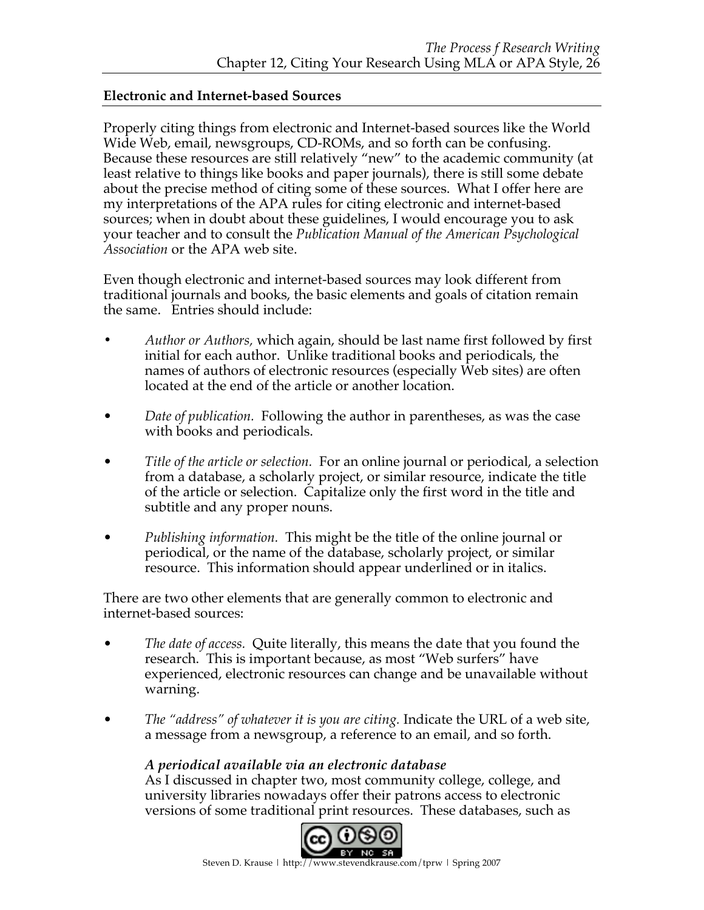## Electronic and Internet-based Sources

Properly citing things from electronic and Internet-based sources like the World Wide Web, email, newsgroups, CD-ROMs, and so forth can be confusing. Because these resources are still relatively "new" to the academic community (at least relative to things like books and paper journals), there is still some debate about the precise method of citing some of these sources. What I offer here are my interpretations of the APA rules for citing electronic and internet-based sources; when in doubt about these guidelines, I would encourage you to ask your teacher and to consult the *Publication Manual of the American Psychological Association* or the APA web site.

Even though electronic and internet-based sources may look different from traditional journals and books, the basic elements and goals of citation remain the same. Entries should include:

- *Author or Authors,* which again, should be last name first followed by first initial for each author. Unlike traditional books and periodicals, the names of authors of electronic resources (especially Web sites) are often located at the end of the article or another location.
- *Date of publication.* Following the author in parentheses, as was the case with books and periodicals.
- *Title of the article or selection.* For an online journal or periodical, a selection from a database, a scholarly project, or similar resource, indicate the title of the article or selection. Capitalize only the first word in the title and subtitle and any proper nouns.
- *Publishing information.* This might be the title of the online journal or periodical, or the name of the database, scholarly project, or similar resource. This information should appear underlined or in italics.

There are two other elements that are generally common to electronic and internet-based sources:

- *The date of access.* Quite literally, this means the date that you found the research. This is important because, as most "Web surfers" have experienced, electronic resources can change and be unavailable without warning.
- *The "address" of whatever it is you are citing.* Indicate the URL of a web site, a message from a newsgroup, a reference to an email, and so forth.

***A periodical available via an electronic database***

As I discussed in chapter two, most community college, college, and university libraries nowadays offer their patrons access to electronic versions of some traditional print resources. These databases, such as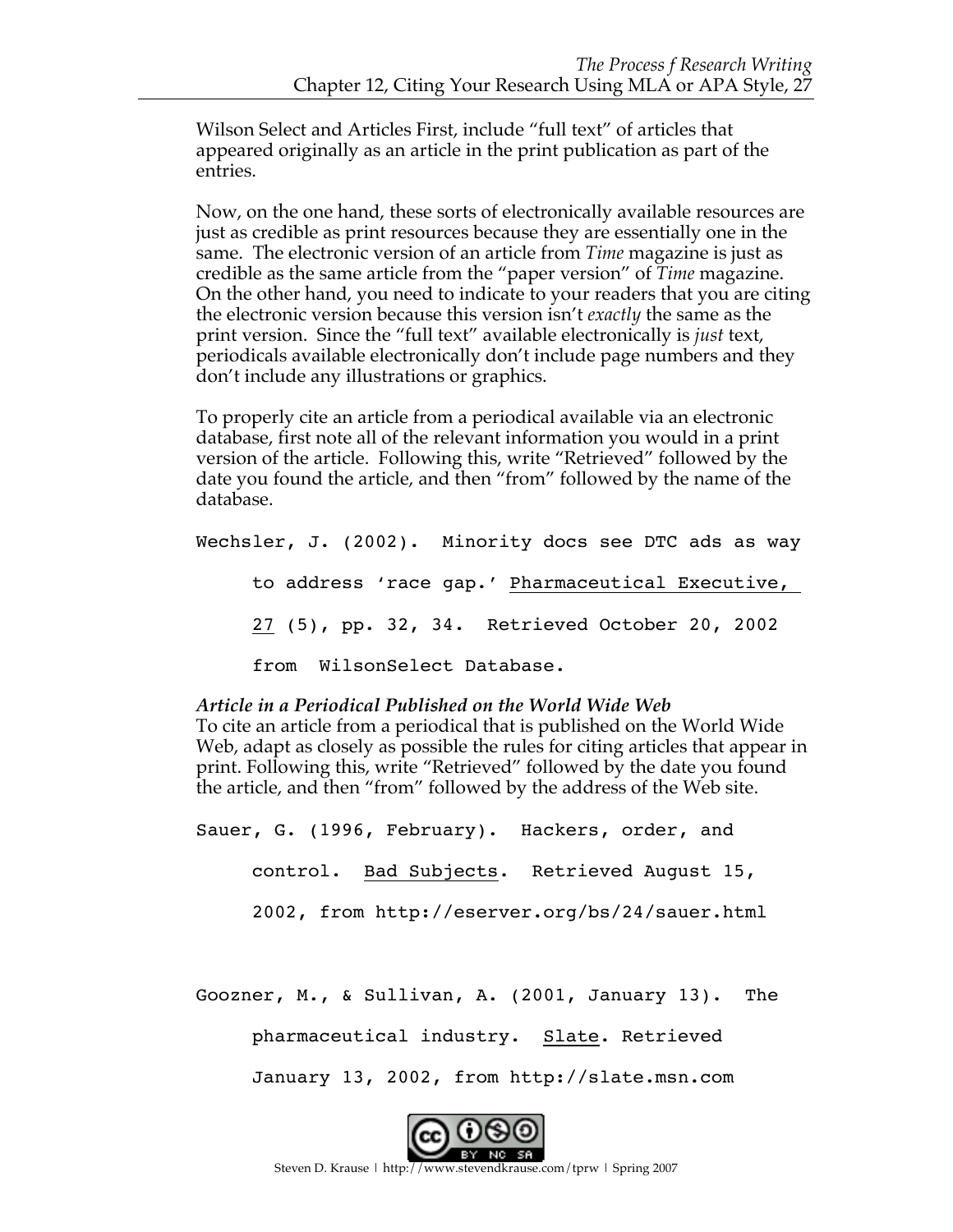Wilson Select and Articles First, include "full text" of articles that appeared originally as an article in the print publication as part of the entries.

Now, on the one hand, these sorts of electronically available resources are just as credible as print resources because they are essentially one in the same. The electronic version of an article from *Time* magazine is just as credible as the same article from the "paper version" of *Time* magazine. On the other hand, you need to indicate to your readers that you are citing the electronic version because this version isn't *exactly* the same as the print version. Since the "full text" available electronically is *just* text, periodicals available electronically don't include page numbers and they don't include any illustrations or graphics.

To properly cite an article from a periodical available via an electronic database, first note all of the relevant information you would in a print version of the article. Following this, write "Retrieved" followed by the date you found the article, and then "from" followed by the name of the database.

Wechsler, J. (2002). Minority docs see DTC ads as way to address 'race gap.' <u>Pharmaceutical Executive, 27</u> (5), pp. 32, 34. Retrieved October 20, 2002 from WilsonSelect Database.

***Article in a Periodical Published on the World Wide Web***

To cite an article from a periodical that is published on the World Wide Web, adapt as closely as possible the rules for citing articles that appear in print. Following this, write "Retrieved" followed by the date you found the article, and then "from" followed by the address of the Web site.

Sauer, G. (1996, February). Hackers, order, and control. <u>Bad Subjects</u>. Retrieved August 15, 2002, from http://eserver.org/bs/24/sauer.html

Goozner, M., & Sullivan, A. (2001, January 13). The pharmaceutical industry. <u>Slate</u>. Retrieved January 13, 2002, from http://slate.msn.com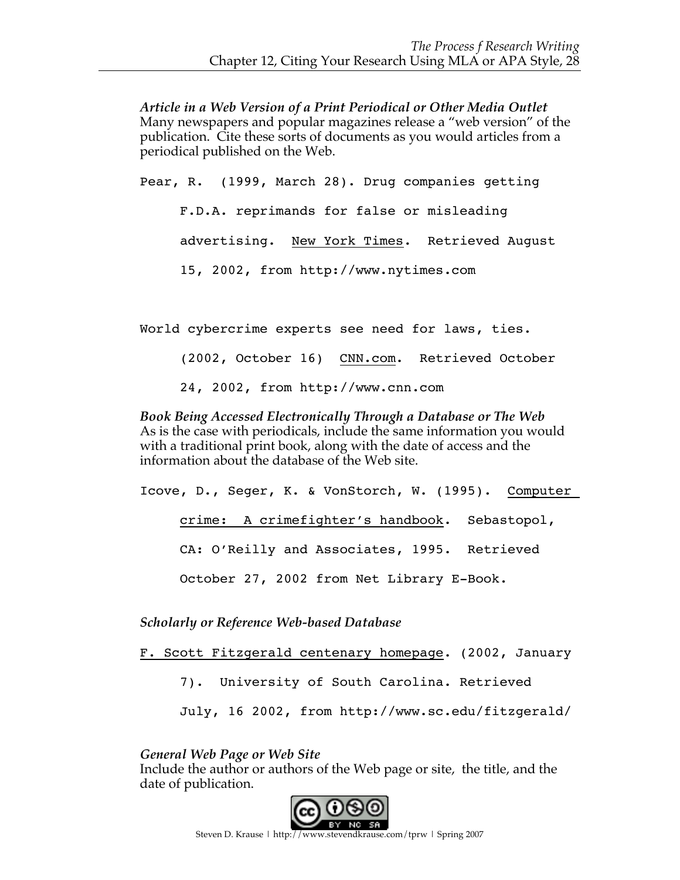***Article in a Web Version of a Print Periodical or Other Media Outlet***
Many newspapers and popular magazines release a "web version" of the publication. Cite these sorts of documents as you would articles from a periodical published on the Web.

Pear, R. (1999, March 28). Drug companies getting F.D.A. reprimands for false or misleading advertising. <u>New York Times</u>. Retrieved August 15, 2002, from http://www.nytimes.com

World cybercrime experts see need for laws, ties. (2002, October 16) <u>CNN.com</u>. Retrieved October 24, 2002, from http://www.cnn.com

***Book Being Accessed Electronically Through a Database or The Web***
As is the case with periodicals, include the same information you would with a traditional print book, along with the date of access and the information about the database of the Web site.

Icove, D., Seger, K. & VonStorch, W. (1995). <u>Computer crime: A crimefighter's handbook</u>. Sebastopol, CA: O'Reilly and Associates, 1995. Retrieved October 27, 2002 from Net Library E-Book.

***Scholarly or Reference Web-based Database***

<u>F. Scott Fitzgerald centenary homepage</u>. (2002, January 7). University of South Carolina. Retrieved July, 16 2002, from http://www.sc.edu/fitzgerald/

***General Web Page or Web Site***
Include the author or authors of the Web page or site, the title, and the date of publication.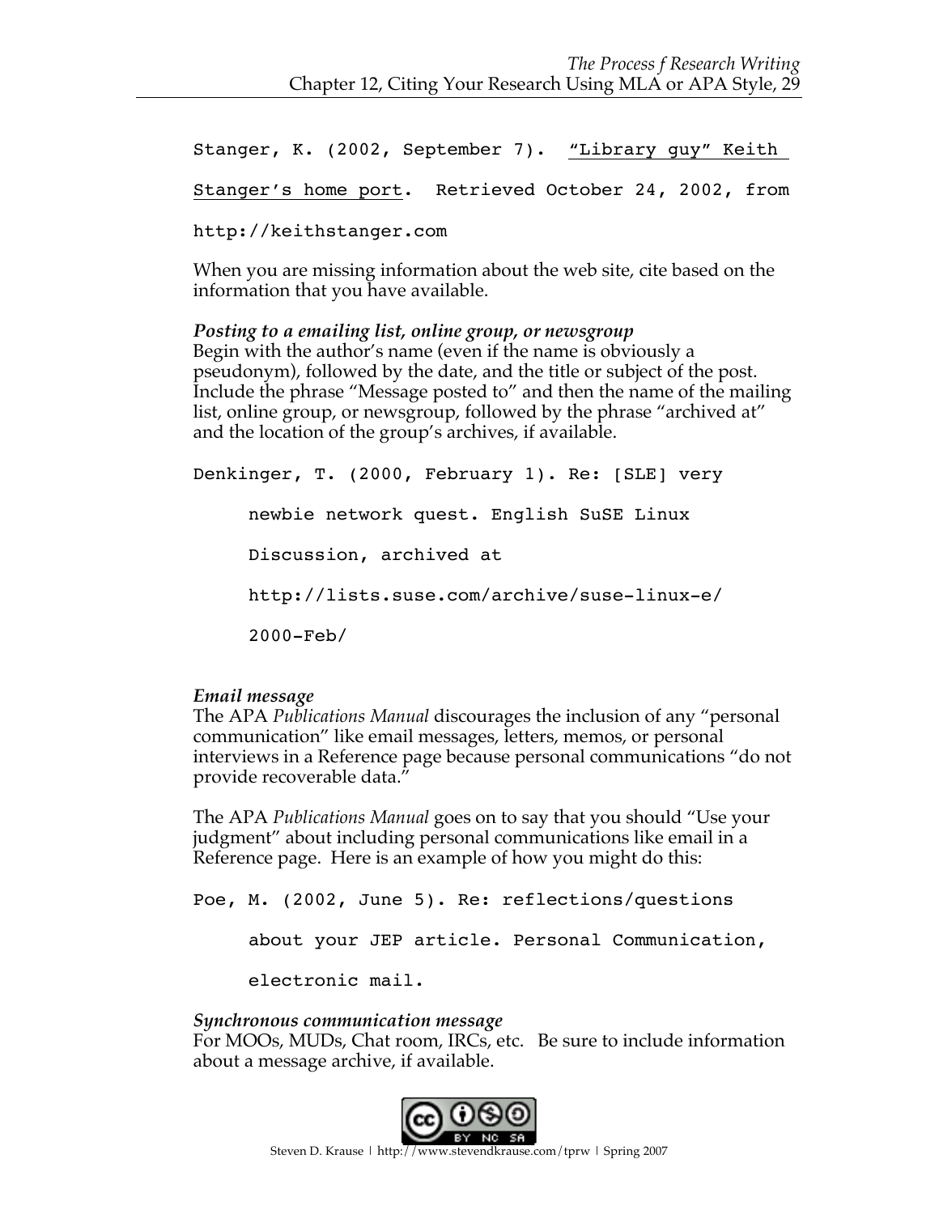Stanger, K. (2002, September 7). <u>"Library guy" Keith Stanger's home port</u>. Retrieved October 24, 2002, from http://keithstanger.com

When you are missing information about the web site, cite based on the information that you have available.

***Posting to a emailing list, online group, or newsgroup***
Begin with the author's name (even if the name is obviously a pseudonym), followed by the date, and the title or subject of the post. Include the phrase "Message posted to" and then the name of the mailing list, online group, or newsgroup, followed by the phrase "archived at" and the location of the group's archives, if available.

Denkinger, T. (2000, February 1). Re: [SLE] very newbie network quest. English SuSE Linux Discussion, archived at http://lists.suse.com/archive/suse-linux-e/2000-Feb/

***Email message***
The APA *Publications Manual* discourages the inclusion of any "personal communication" like email messages, letters, memos, or personal interviews in a Reference page because personal communications "do not provide recoverable data."

The APA *Publications Manual* goes on to say that you should "Use your judgment" about including personal communications like email in a Reference page. Here is an example of how you might do this:

Poe, M. (2002, June 5). Re: reflections/questions about your JEP article. Personal Communication, electronic mail.

***Synchronous communication message***
For MOOs, MUDs, Chat room, IRCs, etc. Be sure to include information about a message archive, if available.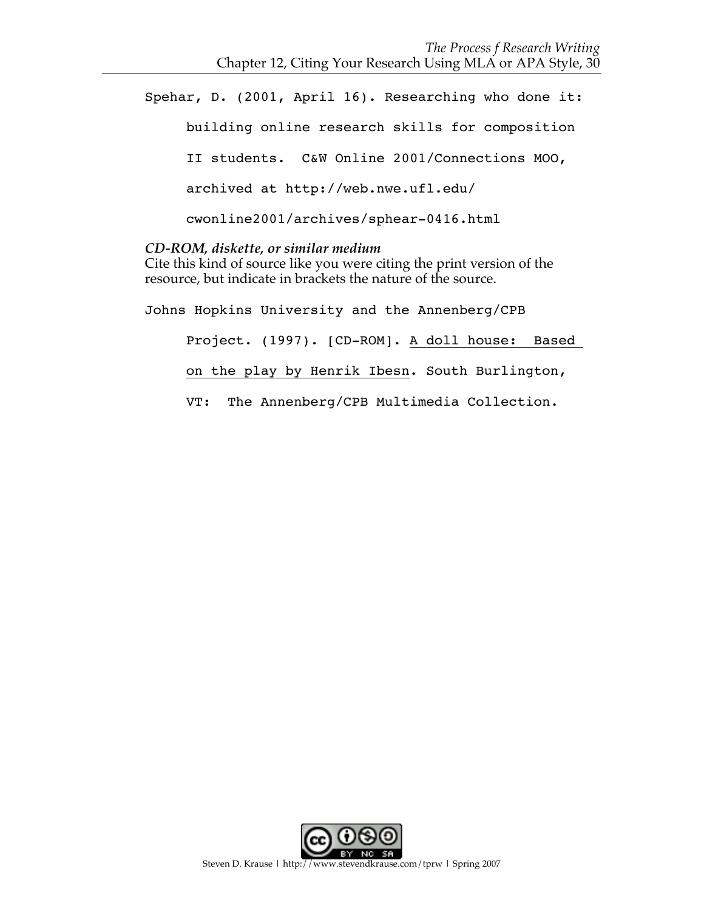Spehar, D. (2001, April 16). Researching who done it: building online research skills for composition II students. C&W Online 2001/Connections MOO, archived at http://web.nwe.ufl.edu/cwonline2001/archives/sphear-0416.html

***CD-ROM, diskette, or similar medium***

Cite this kind of source like you were citing the print version of the resource, but indicate in brackets the nature of the source.

Johns Hopkins University and the Annenberg/CPB Project. (1997). [CD-ROM]. <u>A doll house: Based on the play by Henrik Ibesn</u>. South Burlington, VT: The Annenberg/CPB Multimedia Collection.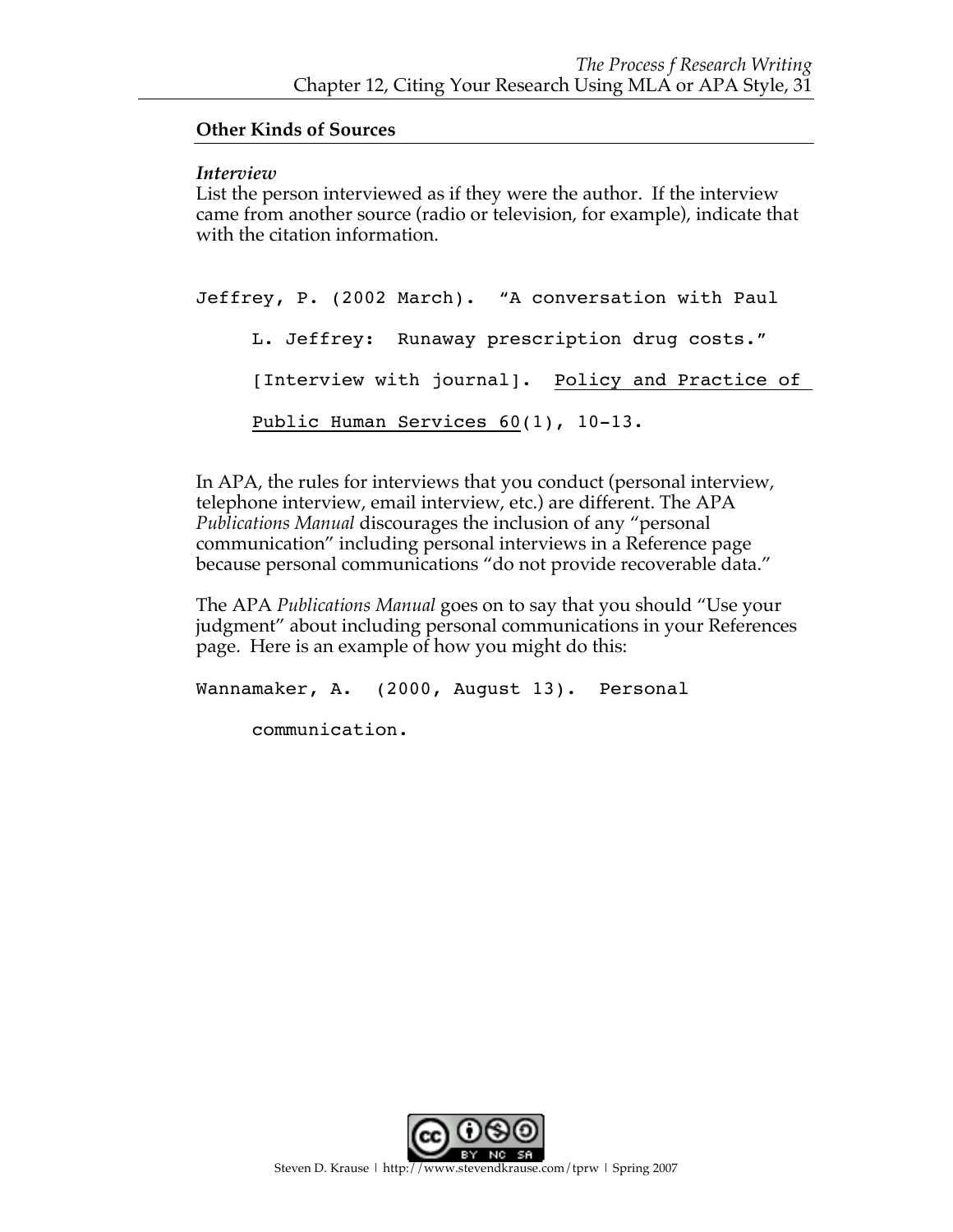## Other Kinds of Sources

### *Interview*

List the person interviewed as if they were the author. If the interview came from another source (radio or television, for example), indicate that with the citation information.

```
Jeffrey, P. (2002 March).  "A conversation with Paul
     L. Jeffrey:  Runaway prescription drug costs."
     [Interview with journal].  Policy and Practice of
     Public Human Services 60(1), 10-13.
```

In APA, the rules for interviews that you conduct (personal interview, telephone interview, email interview, etc.) are different. The APA *Publications Manual* discourages the inclusion of any "personal communication" including personal interviews in a Reference page because personal communications "do not provide recoverable data."

The APA *Publications Manual* goes on to say that you should "Use your judgment" about including personal communications in your References page. Here is an example of how you might do this:

```
Wannamaker, A.  (2000, August 13).  Personal
     communication.
```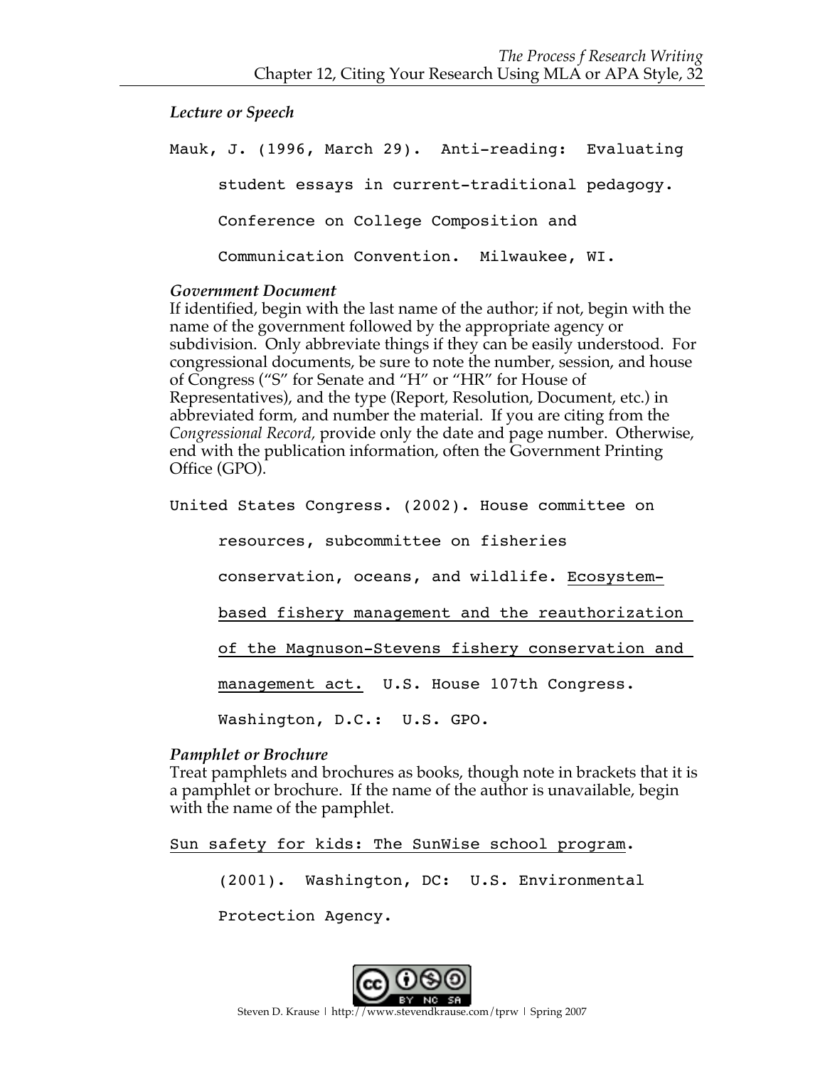*Lecture or Speech*

Mauk, J. (1996, March 29). Anti-reading: Evaluating student essays in current-traditional pedagogy. Conference on College Composition and Communication Convention. Milwaukee, WI.

*Government Document*

If identified, begin with the last name of the author; if not, begin with the name of the government followed by the appropriate agency or subdivision. Only abbreviate things if they can be easily understood. For congressional documents, be sure to note the number, session, and house of Congress ("S" for Senate and "H" or "HR" for House of Representatives), and the type (Report, Resolution, Document, etc.) in abbreviated form, and number the material. If you are citing from the *Congressional Record,* provide only the date and page number. Otherwise, end with the publication information, often the Government Printing Office (GPO).

United States Congress. (2002). House committee on resources, subcommittee on fisheries conservation, oceans, and wildlife. <u>Ecosystem-based fishery management and the reauthorization of the Magnuson-Stevens fishery conservation and management act.</u> U.S. House 107th Congress. Washington, D.C.: U.S. GPO.

*Pamphlet or Brochure*

Treat pamphlets and brochures as books, though note in brackets that it is a pamphlet or brochure. If the name of the author is unavailable, begin with the name of the pamphlet.

<u>Sun safety for kids: The SunWise school program</u>. (2001). Washington, DC: U.S. Environmental Protection Agency.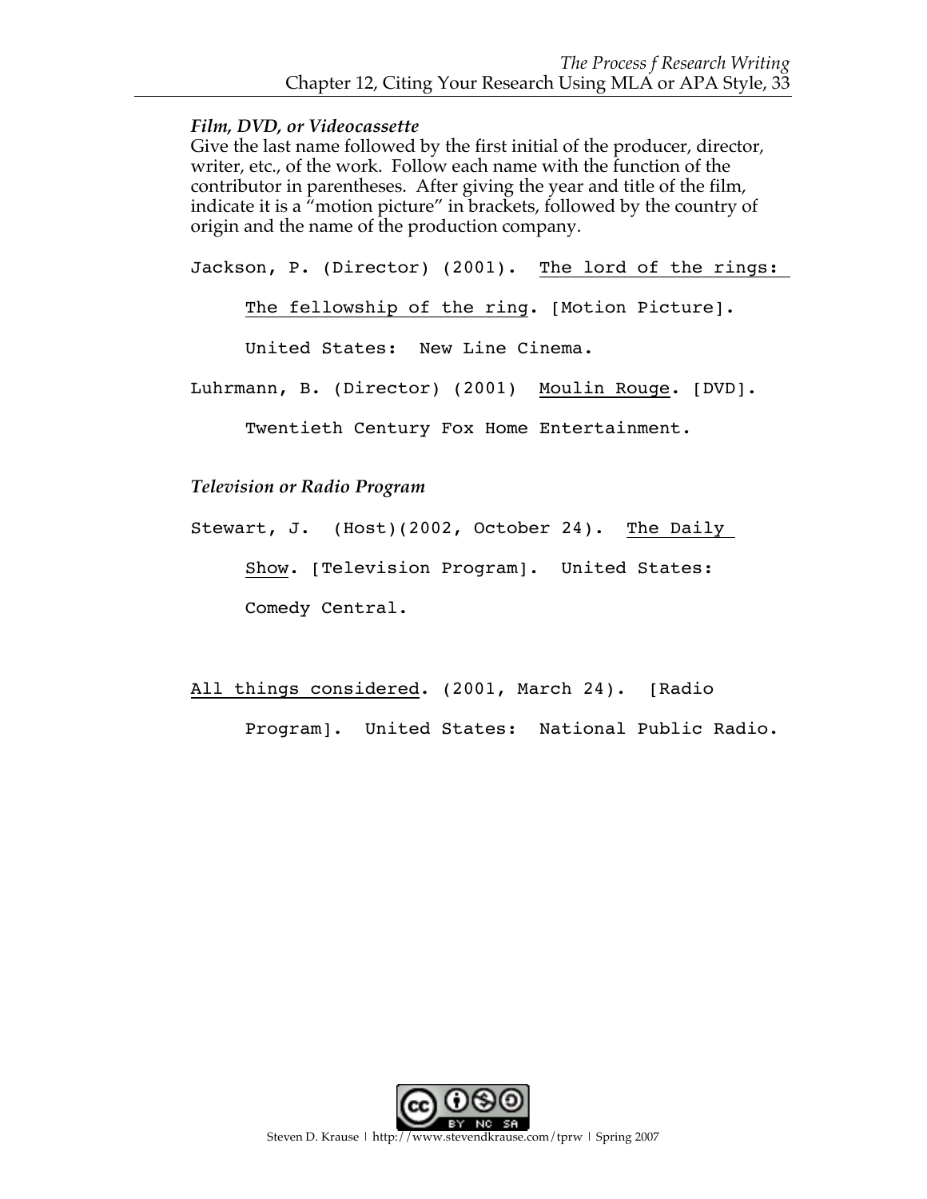### *Film, DVD, or Videocassette*

Give the last name followed by the first initial of the producer, director, writer, etc., of the work. Follow each name with the function of the contributor in parentheses. After giving the year and title of the film, indicate it is a "motion picture" in brackets, followed by the country of origin and the name of the production company.

Jackson, P. (Director) (2001). The lord of the rings: The fellowship of the ring. [Motion Picture]. United States: New Line Cinema.

Luhrmann, B. (Director) (2001) Moulin Rouge. [DVD]. Twentieth Century Fox Home Entertainment.

### *Television or Radio Program*

Stewart, J. (Host)(2002, October 24). The Daily Show. [Television Program]. United States: Comedy Central.

All things considered. (2001, March 24). [Radio Program]. United States: National Public Radio.

Steven D. Krause | http://www.stevendkrause.com/tprw | Spring 2007